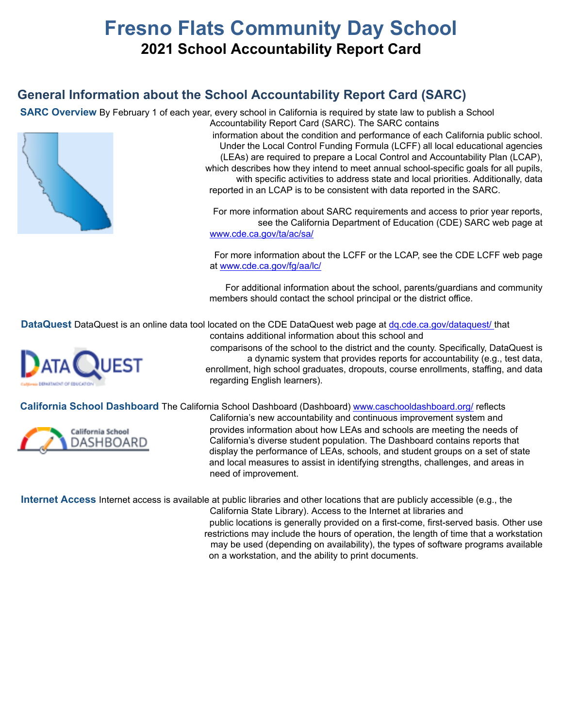# Fresno Flats Community Day School

## 2021 School Accountability Report Card

## General Information about the School Accountability Report Card (SARC)

**SARC Overview** By February 1 of each year, every school in California is required by state law to publish a School Accountability Report Card (SARC). The SARC contains information about the condition and performance of each California public school. Under the Local Control Funding Formula (LCFF) all local educational agencies (LEAs) are required to prepare a Local Control and Accountability Plan (LCAP), which describes how they intend to meet annual school-specific goals for all pupils, with specific activities to address state and local priorities. Additionally, data reported in an LCAP is to be consistent with data reported in the SARC.

For more information about SARC requirements and access to prior year reports, see the California Department of Education (CDE) SARC web page at www.cde.ca.gov/ta/ac/sa/

For more information about the LCFF or the LCAP, see the CDE LCFF web page at www.cde.ca.gov/fg/aa/lc/

For additional information about the school, parents/guardians and community members should contact the school principal or the district office.

**DataQuest** DataQuest is an online data tool located on the CDE DataQuest web page at dq.cde.ca.gov/dataquest/ that contains additional information about this school and comparisons of the school to the district and the county. Specifically, DataQuest is a dynamic system that provides reports for accountability (e.g., test data, enrollment, high school graduates, dropouts, course enrollments, staffing, and data regarding English learners).

**California School Dashboard** The California School Dashboard (Dashboard) www.caschooldashboard.org/ reflects California's new accountability and continuous improvement system and provides information about how LEAs and schools are meeting the needs of California's diverse student population. The Dashboard contains reports that display the performance of LEAs, schools, and student groups on a set of state and local measures to assist in identifying strengths, challenges, and areas in need of improvement.

**Internet Access** Internet access is available at public libraries and other locations that are publicly accessible (e.g., the California State Library). Access to the Internet at libraries and public locations is generally provided on a first-come, first-served basis. Other use restrictions may include the hours of operation, the length of time that a workstation may be used (depending on availability), the types of software programs available on a workstation, and the ability to print documents.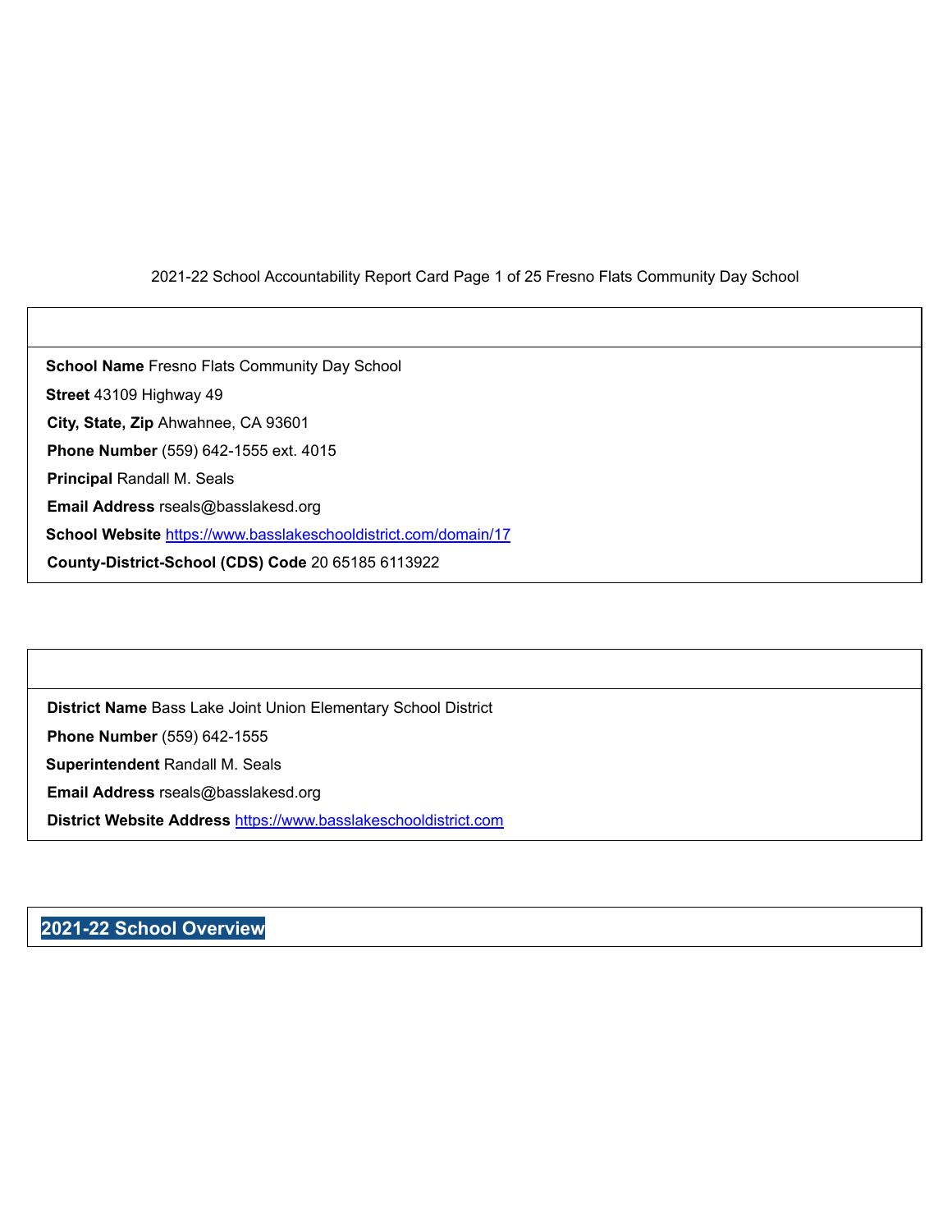**School Name** Fresno Flats Community Day School

**Street** 43109 Highway 49

**City, State, Zip** Ahwahnee, CA 93601

**Phone Number** (559) 642-1555 ext. 4015

**Principal** Randall M. Seals

**Email Address** rseals@basslakesd.org

**School Website** https://www.basslakeschooldistrict.com/domain/17

**County-District-School (CDS) Code** 20 65185 6113922

**District Name** Bass Lake Joint Union Elementary School District

**Phone Number** (559) 642-1555

**Superintendent** Randall M. Seals

**Email Address** rseals@basslakesd.org

**District Website Address** https://www.basslakeschooldistrict.com

## 2021-22 School Overview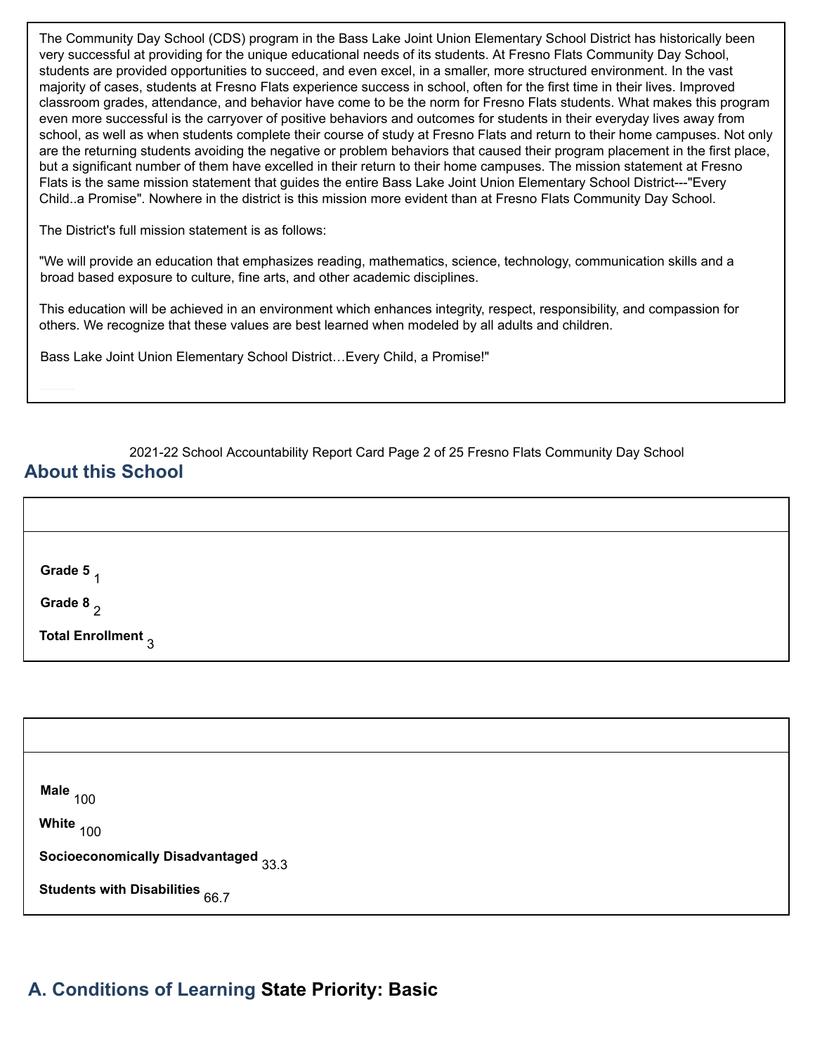The Community Day School (CDS) program in the Bass Lake Joint Union Elementary School District has historically been very successful at providing for the unique educational needs of its students. At Fresno Flats Community Day School, students are provided opportunities to succeed, and even excel, in a smaller, more structured environment. In the vast majority of cases, students at Fresno Flats experience success in school, often for the first time in their lives. Improved classroom grades, attendance, and behavior have come to be the norm for Fresno Flats students. What makes this program even more successful is the carryover of positive behaviors and outcomes for students in their everyday lives away from school, as well as when students complete their course of study at Fresno Flats and return to their home campuses. Not only are the returning students avoiding the negative or problem behaviors that caused their program placement in the first place, but a significant number of them have excelled in their return to their home campuses. The mission statement at Fresno Flats is the same mission statement that guides the entire Bass Lake Joint Union Elementary School District---"Every Child..a Promise". Nowhere in the district is this mission more evident than at Fresno Flats Community Day School.

The District's full mission statement is as follows:

"We will provide an education that emphasizes reading, mathematics, science, technology, communication skills and a broad based exposure to culture, fine arts, and other academic disciplines.

This education will be achieved in an environment which enhances integrity, respect, responsibility, and compassion for others. We recognize that these values are best learned when modeled by all adults and children.

Bass Lake Joint Union Elementary School District…Every Child, a Promise!"

## About this School

| | |
|---|---|
| **Grade 5** | 1 |
| **Grade 8** | 2 |
| **Total Enrollment** | 3 |

| | |
|---|---|
| **Male** | 100 |
| **White** | 100 |
| **Socioeconomically Disadvantaged** | 33.3 |
| **Students with Disabilities** | 66.7 |

## A. Conditions of Learning State Priority: Basic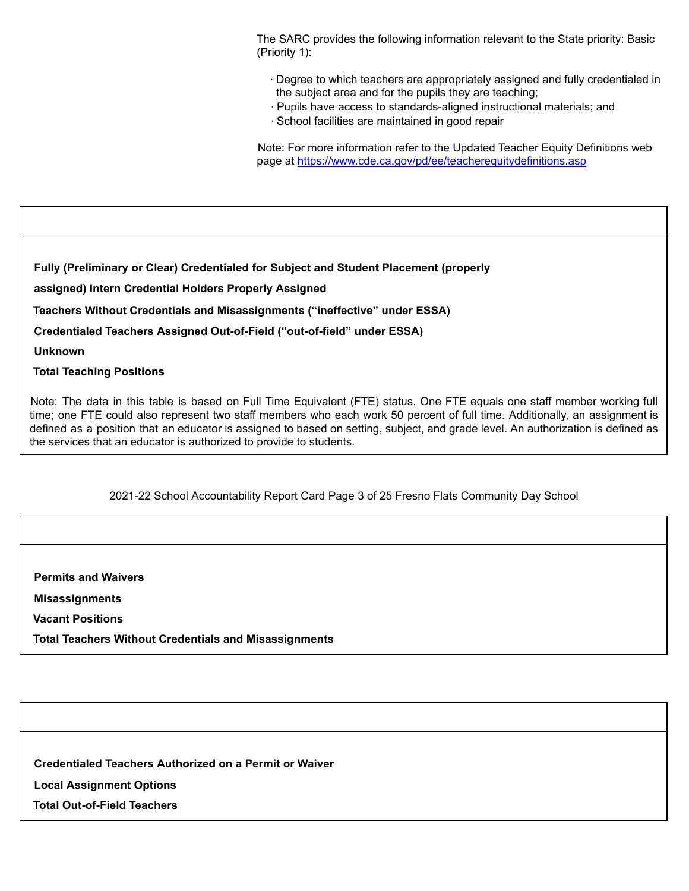The SARC provides the following information relevant to the State priority: Basic (Priority 1):

- Degree to which teachers are appropriately assigned and fully credentialed in the subject area and for the pupils they are teaching;
- Pupils have access to standards-aligned instructional materials; and
- School facilities are maintained in good repair

Note: For more information refer to the Updated Teacher Equity Definitions web page at https://www.cde.ca.gov/pd/ee/teacherequitydefinitions.asp

| |
|---|
| **Fully (Preliminary or Clear) Credentialed for Subject and Student Placement (properly assigned)** |
| **Intern Credential Holders Properly Assigned** |
| **Teachers Without Credentials and Misassignments ("ineffective" under ESSA)** |
| **Credentialed Teachers Assigned Out-of-Field ("out-of-field" under ESSA)** |
| **Unknown** |
| **Total Teaching Positions** |

Note: The data in this table is based on Full Time Equivalent (FTE) status. One FTE equals one staff member working full time; one FTE could also represent two staff members who each work 50 percent of full time. Additionally, an assignment is defined as a position that an educator is assigned to based on setting, subject, and grade level. An authorization is defined as the services that an educator is authorized to provide to students.

| |
|---|
| **Permits and Waivers** |
| **Misassignments** |
| **Vacant Positions** |
| **Total Teachers Without Credentials and Misassignments** |

| |
|---|
| **Credentialed Teachers Authorized on a Permit or Waiver** |
| **Local Assignment Options** |
| **Total Out-of-Field Teachers** |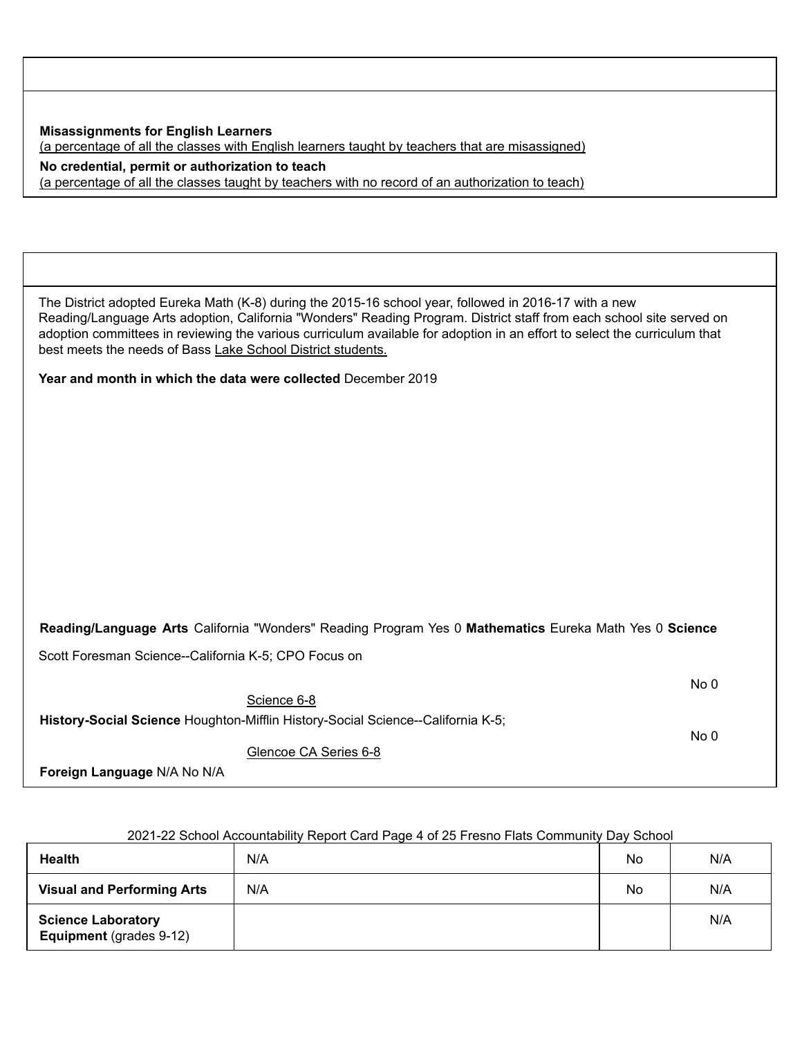**Misassignments for English Learners**
(a percentage of all the classes with English learners taught by teachers that are misassigned)

**No credential, permit or authorization to teach**
(a percentage of all the classes taught by teachers with no record of an authorization to teach)

The District adopted Eureka Math (K-8) during the 2015-16 school year, followed in 2016-17 with a new Reading/Language Arts adoption, California "Wonders" Reading Program. District staff from each school site served on adoption committees in reviewing the various curriculum available for adoption in an effort to select the curriculum that best meets the needs of Bass Lake School District students.

**Year and month in which the data were collected** December 2019

| | | | |
|---|---|---|---|
| **Reading/Language Arts** | California "Wonders" Reading Program | Yes | 0 |
| **Mathematics** | Eureka Math | Yes | 0 |
| **Science** | Scott Foresman Science--California K-5; CPO Focus on Science 6-8 | No | 0 |
| **History-Social Science** | Houghton-Mifflin History-Social Science--California K-5; Glencoe CA Series 6-8 | No | 0 |
| **Foreign Language** | N/A | No | N/A |
| **Health** | N/A | No | N/A |
| **Visual and Performing Arts** | N/A | No | N/A |
| **Science Laboratory Equipment** (grades 9-12) | | | N/A |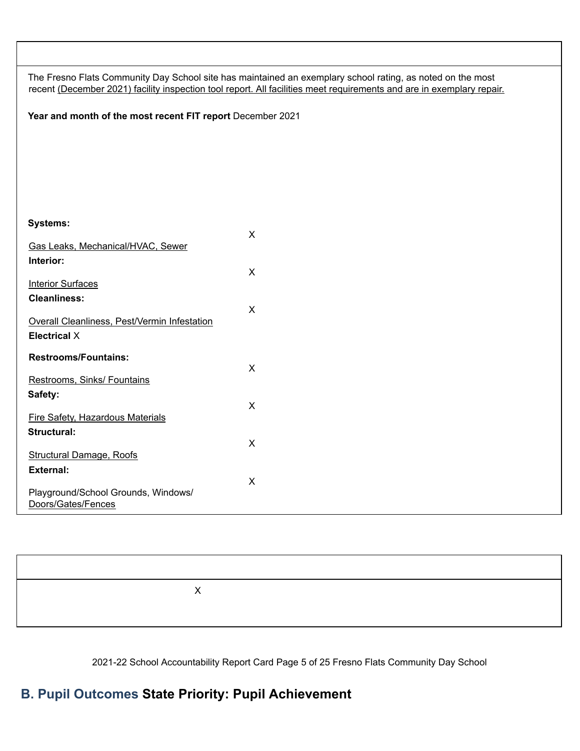The Fresno Flats Community Day School site has maintained an exemplary school rating, as noted on the most recent (December 2021) facility inspection tool report. All facilities meet requirements and are in exemplary repair.

**Year and month of the most recent FIT report** December 2021

| | |
|---|---|
| **Systems:** Gas Leaks, Mechanical/HVAC, Sewer | X |
| **Interior:** Interior Surfaces | X |
| **Cleanliness:** Overall Cleanliness, Pest/Vermin Infestation | X |
| **Electrical** | X |
| **Restrooms/Fountains:** Restrooms, Sinks/ Fountains | X |
| **Safety:** Fire Safety, Hazardous Materials | X |
| **Structural:** Structural Damage, Roofs | X |
| **External:** Playground/School Grounds, Windows/ Doors/Gates/Fences | X |

| | |
|---|---|
| | X |

## B. Pupil Outcomes State Priority: Pupil Achievement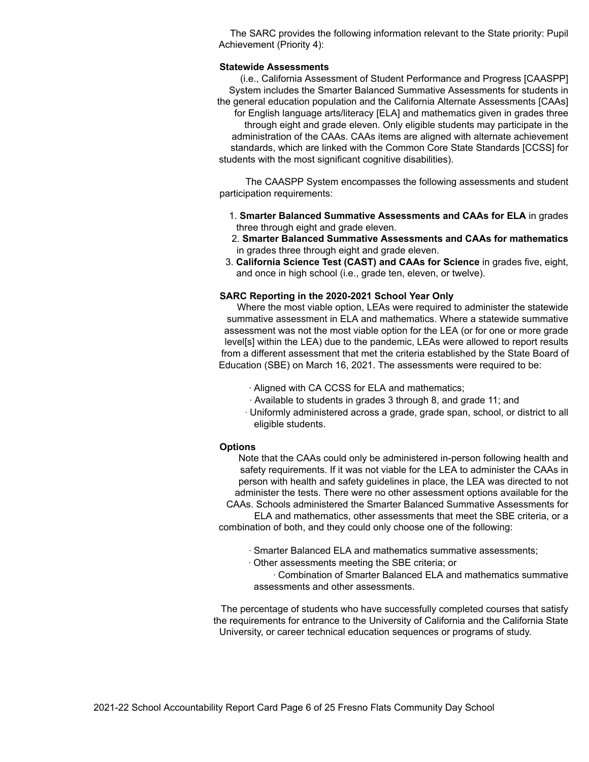The SARC provides the following information relevant to the State priority: Pupil Achievement (Priority 4):

**Statewide Assessments**

(i.e., California Assessment of Student Performance and Progress [CAASPP] System includes the Smarter Balanced Summative Assessments for students in the general education population and the California Alternate Assessments [CAAs] for English language arts/literacy [ELA] and mathematics given in grades three through eight and grade eleven. Only eligible students may participate in the administration of the CAAs. CAAs items are aligned with alternate achievement standards, which are linked with the Common Core State Standards [CCSS] for students with the most significant cognitive disabilities).

The CAASPP System encompasses the following assessments and student participation requirements:

1. **Smarter Balanced Summative Assessments and CAAs for ELA** in grades three through eight and grade eleven.
2. **Smarter Balanced Summative Assessments and CAAs for mathematics** in grades three through eight and grade eleven.
3. **California Science Test (CAST) and CAAs for Science** in grades five, eight, and once in high school (i.e., grade ten, eleven, or twelve).

**SARC Reporting in the 2020-2021 School Year Only**

Where the most viable option, LEAs were required to administer the statewide summative assessment in ELA and mathematics. Where a statewide summative assessment was not the most viable option for the LEA (or for one or more grade level[s] within the LEA) due to the pandemic, LEAs were allowed to report results from a different assessment that met the criteria established by the State Board of Education (SBE) on March 16, 2021. The assessments were required to be:

- Aligned with CA CCSS for ELA and mathematics;
- Available to students in grades 3 through 8, and grade 11; and
- Uniformly administered across a grade, grade span, school, or district to all eligible students.

**Options**

Note that the CAAs could only be administered in-person following health and safety requirements. If it was not viable for the LEA to administer the CAAs in person with health and safety guidelines in place, the LEA was directed to not administer the tests. There were no other assessment options available for the CAAs. Schools administered the Smarter Balanced Summative Assessments for ELA and mathematics, other assessments that meet the SBE criteria, or a combination of both, and they could only choose one of the following:

- Smarter Balanced ELA and mathematics summative assessments;
- Other assessments meeting the SBE criteria; or
- Combination of Smarter Balanced ELA and mathematics summative assessments and other assessments.

The percentage of students who have successfully completed courses that satisfy the requirements for entrance to the University of California and the California State University, or career technical education sequences or programs of study.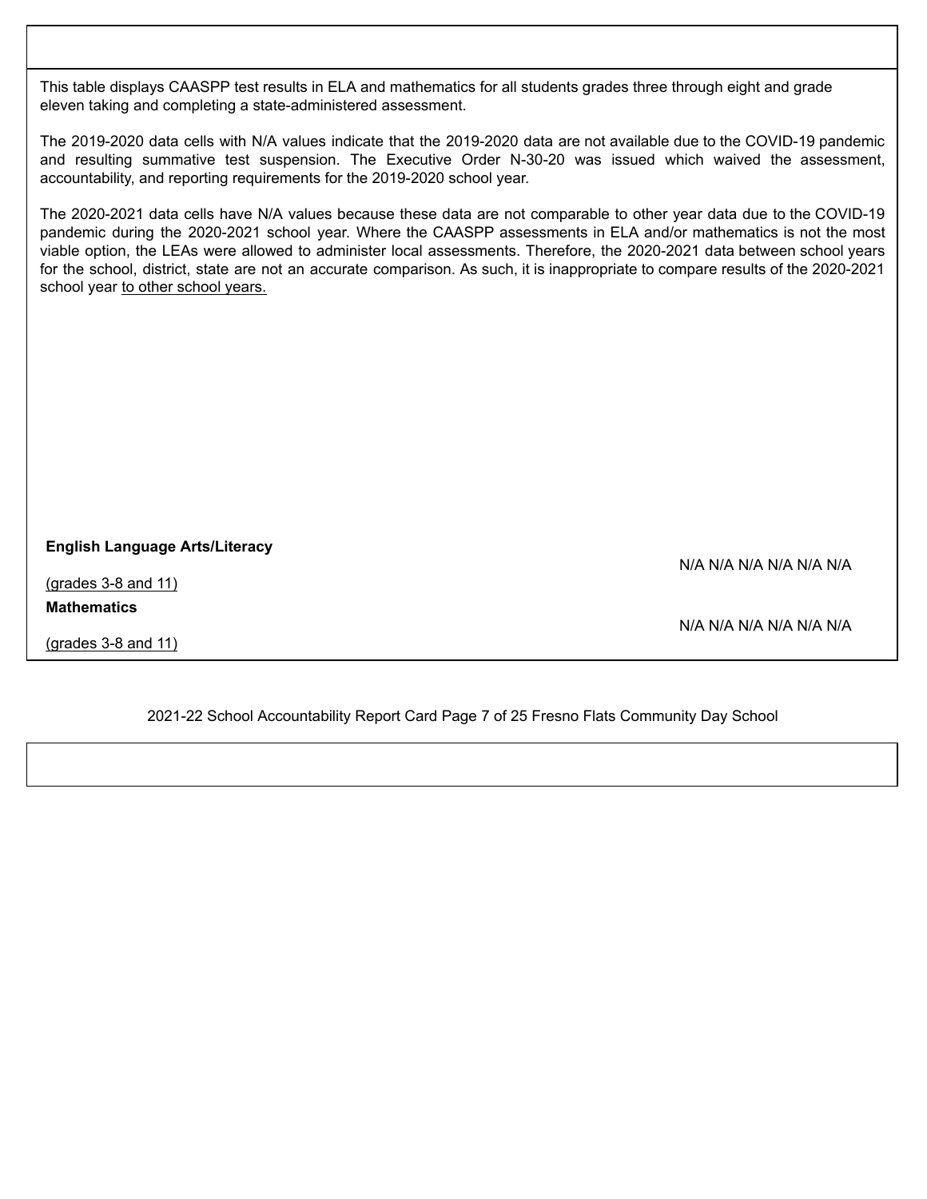This table displays CAASPP test results in ELA and mathematics for all students grades three through eight and grade eleven taking and completing a state-administered assessment.

The 2019-2020 data cells with N/A values indicate that the 2019-2020 data are not available due to the COVID-19 pandemic and resulting summative test suspension. The Executive Order N-30-20 was issued which waived the assessment, accountability, and reporting requirements for the 2019-2020 school year.

The 2020-2021 data cells have N/A values because these data are not comparable to other year data due to the COVID-19 pandemic during the 2020-2021 school year. Where the CAASPP assessments in ELA and/or mathematics is not the most viable option, the LEAs were allowed to administer local assessments. Therefore, the 2020-2021 data between school years for the school, district, state are not an accurate comparison. As such, it is inappropriate to compare results of the 2020-2021 school year to other school years.

| Subject | | | | | | |
|---|---|---|---|---|---|---|
| **English Language Arts/Literacy** (grades 3-8 and 11) | N/A | N/A | N/A | N/A | N/A | N/A |
| **Mathematics** (grades 3-8 and 11) | N/A | N/A | N/A | N/A | N/A | N/A |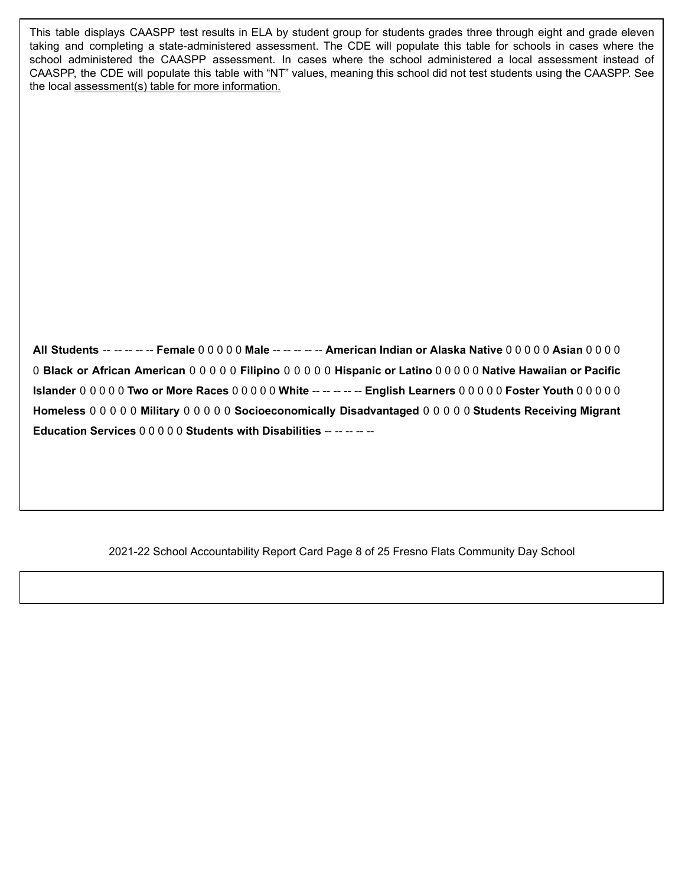This table displays CAASPP test results in ELA by student group for students grades three through eight and grade eleven taking and completing a state-administered assessment. The CDE will populate this table for schools in cases where the school administered the CAASPP assessment. In cases where the school administered a local assessment instead of CAASPP, the CDE will populate this table with "NT" values, meaning this school did not test students using the CAASPP. See the local assessment(s) table for more information.

| Student Group | | | | | |
|---|---|---|---|---|---|
| **All Students** | -- | -- | -- | -- | -- |
| **Female** | 0 | 0 | 0 | 0 | 0 |
| **Male** | -- | -- | -- | -- | -- |
| **American Indian or Alaska Native** | 0 | 0 | 0 | 0 | 0 |
| **Asian** | 0 | 0 | 0 | 0 | 0 |
| **Black or African American** | 0 | 0 | 0 | 0 | 0 |
| **Filipino** | 0 | 0 | 0 | 0 | 0 |
| **Hispanic or Latino** | 0 | 0 | 0 | 0 | 0 |
| **Native Hawaiian or Pacific Islander** | 0 | 0 | 0 | 0 | 0 |
| **Two or More Races** | 0 | 0 | 0 | 0 | 0 |
| **White** | -- | -- | -- | -- | -- |
| **English Learners** | 0 | 0 | 0 | 0 | 0 |
| **Foster Youth** | 0 | 0 | 0 | 0 | 0 |
| **Homeless** | 0 | 0 | 0 | 0 | 0 |
| **Military** | 0 | 0 | 0 | 0 | 0 |
| **Socioeconomically Disadvantaged** | 0 | 0 | 0 | 0 | 0 |
| **Students Receiving Migrant Education Services** | 0 | 0 | 0 | 0 | 0 |
| **Students with Disabilities** | -- | -- | -- | -- | -- |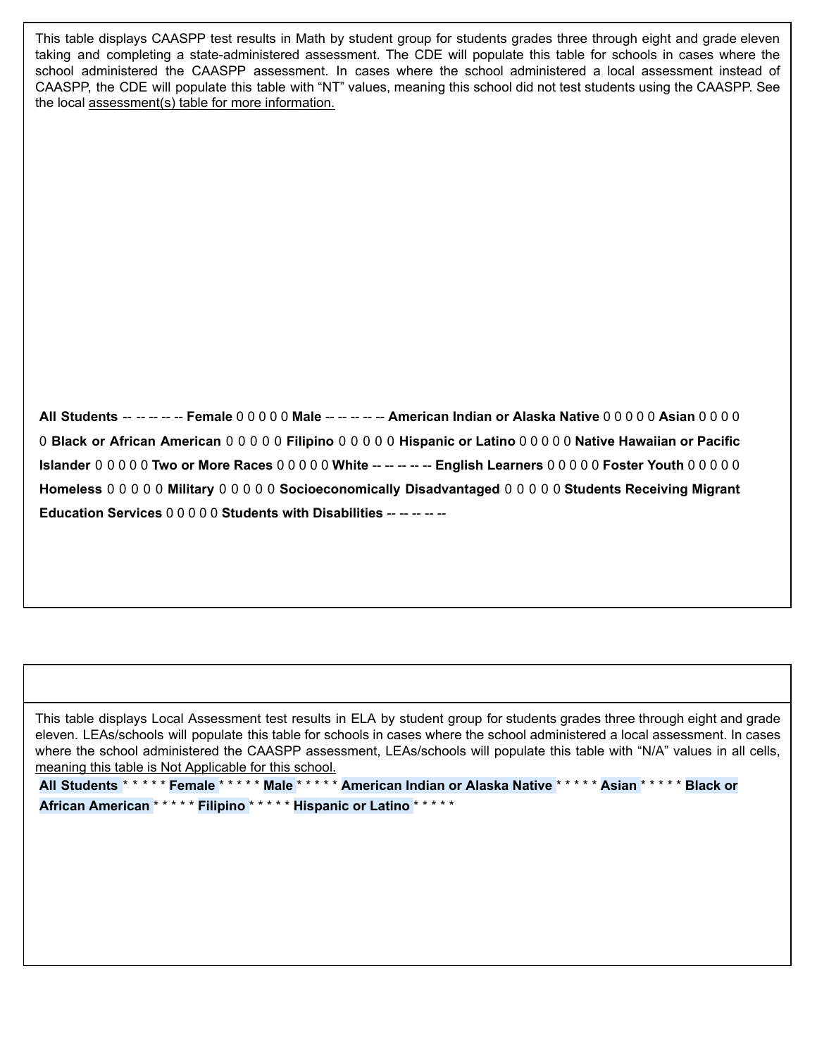This table displays CAASPP test results in Math by student group for students grades three through eight and grade eleven taking and completing a state-administered assessment. The CDE will populate this table for schools in cases where the school administered the CAASPP assessment. In cases where the school administered a local assessment instead of CAASPP, the CDE will populate this table with "NT" values, meaning this school did not test students using the CAASPP. See the local assessment(s) table for more information.

| Student Group | | | | | |
|---|---|---|---|---|---|
| **All Students** | -- | -- | -- | -- | -- |
| **Female** | 0 | 0 | 0 | 0 | 0 |
| **Male** | -- | -- | -- | -- | -- |
| **American Indian or Alaska Native** | 0 | 0 | 0 | 0 | 0 |
| **Asian** | 0 | 0 | 0 | 0 | 0 |
| **Black or African American** | 0 | 0 | 0 | 0 | 0 |
| **Filipino** | 0 | 0 | 0 | 0 | 0 |
| **Hispanic or Latino** | 0 | 0 | 0 | 0 | 0 |
| **Native Hawaiian or Pacific Islander** | 0 | 0 | 0 | 0 | 0 |
| **Two or More Races** | 0 | 0 | 0 | 0 | 0 |
| **White** | -- | -- | -- | -- | -- |
| **English Learners** | 0 | 0 | 0 | 0 | 0 |
| **Foster Youth** | 0 | 0 | 0 | 0 | 0 |
| **Homeless** | 0 | 0 | 0 | 0 | 0 |
| **Military** | 0 | 0 | 0 | 0 | 0 |
| **Socioeconomically Disadvantaged** | 0 | 0 | 0 | 0 | 0 |
| **Students Receiving Migrant Education Services** | 0 | 0 | 0 | 0 | 0 |
| **Students with Disabilities** | -- | -- | -- | -- | -- |

This table displays Local Assessment test results in ELA by student group for students grades three through eight and grade eleven. LEAs/schools will populate this table for schools in cases where the school administered a local assessment. In cases where the school administered the CAASPP assessment, LEAs/schools will populate this table with "N/A" values in all cells, meaning this table is Not Applicable for this school.

| Student Group | | | | | |
|---|---|---|---|---|---|
| **All Students** | * | * | * | * | * |
| **Female** | * | * | * | * | * |
| **Male** | * | * | * | * | * |
| **American Indian or Alaska Native** | * | * | * | * | * |
| **Asian** | * | * | * | * | * |
| **Black or African American** | * | * | * | * | * |
| **Filipino** | * | * | * | * | * |
| **Hispanic or Latino** | * | * | * | * | * |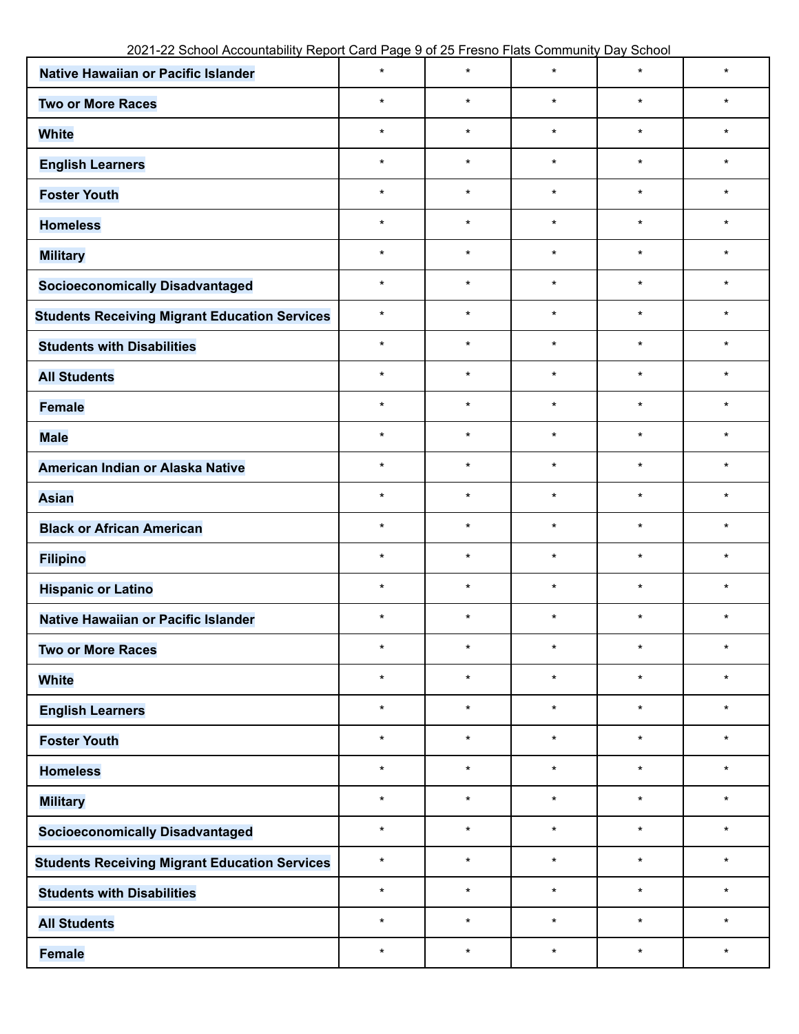| | | | | | |
|---|---|---|---|---|---|
| Native Hawaiian or Pacific Islander | * | * | * | * | * |
| Two or More Races | * | * | * | * | * |
| White | * | * | * | * | * |
| English Learners | * | * | * | * | * |
| Foster Youth | * | * | * | * | * |
| Homeless | * | * | * | * | * |
| Military | * | * | * | * | * |
| Socioeconomically Disadvantaged | * | * | * | * | * |
| Students Receiving Migrant Education Services | * | * | * | * | * |
| Students with Disabilities | * | * | * | * | * |
| All Students | * | * | * | * | * |
| Female | * | * | * | * | * |
| Male | * | * | * | * | * |
| American Indian or Alaska Native | * | * | * | * | * |
| Asian | * | * | * | * | * |
| Black or African American | * | * | * | * | * |
| Filipino | * | * | * | * | * |
| Hispanic or Latino | * | * | * | * | * |
| Native Hawaiian or Pacific Islander | * | * | * | * | * |
| Two or More Races | * | * | * | * | * |
| White | * | * | * | * | * |
| English Learners | * | * | * | * | * |
| Foster Youth | * | * | * | * | * |
| Homeless | * | * | * | * | * |
| Military | * | * | * | * | * |
| Socioeconomically Disadvantaged | * | * | * | * | * |
| Students Receiving Migrant Education Services | * | * | * | * | * |
| Students with Disabilities | * | * | * | * | * |
| All Students | * | * | * | * | * |
| Female | * | * | * | * | * |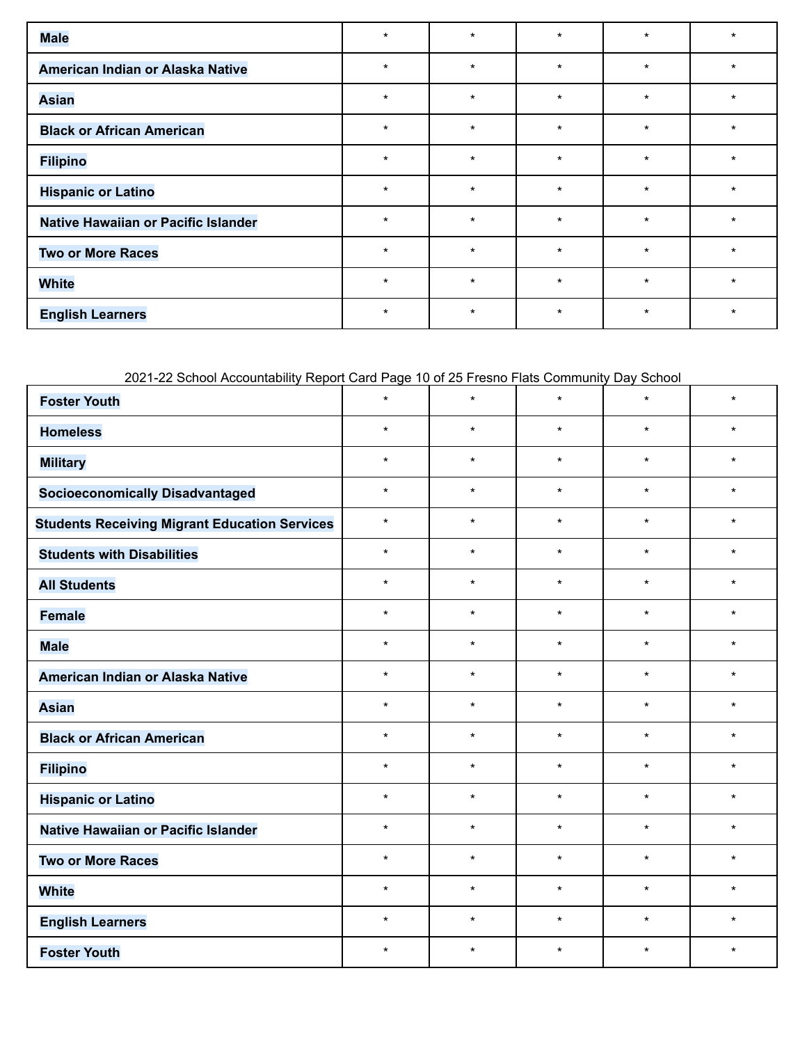| | | | | | |
|---|---|---|---|---|---|
| **Male** | * | * | * | * | * |
| **American Indian or Alaska Native** | * | * | * | * | * |
| **Asian** | * | * | * | * | * |
| **Black or African American** | * | * | * | * | * |
| **Filipino** | * | * | * | * | * |
| **Hispanic or Latino** | * | * | * | * | * |
| **Native Hawaiian or Pacific Islander** | * | * | * | * | * |
| **Two or More Races** | * | * | * | * | * |
| **White** | * | * | * | * | * |
| **English Learners** | * | * | * | * | * |
| **Foster Youth** | * | * | * | * | * |
| **Homeless** | * | * | * | * | * |
| **Military** | * | * | * | * | * |
| **Socioeconomically Disadvantaged** | * | * | * | * | * |
| **Students Receiving Migrant Education Services** | * | * | * | * | * |
| **Students with Disabilities** | * | * | * | * | * |
| **All Students** | * | * | * | * | * |
| **Female** | * | * | * | * | * |
| **Male** | * | * | * | * | * |
| **American Indian or Alaska Native** | * | * | * | * | * |
| **Asian** | * | * | * | * | * |
| **Black or African American** | * | * | * | * | * |
| **Filipino** | * | * | * | * | * |
| **Hispanic or Latino** | * | * | * | * | * |
| **Native Hawaiian or Pacific Islander** | * | * | * | * | * |
| **Two or More Races** | * | * | * | * | * |
| **White** | * | * | * | * | * |
| **English Learners** | * | * | * | * | * |
| **Foster Youth** | * | * | * | * | * |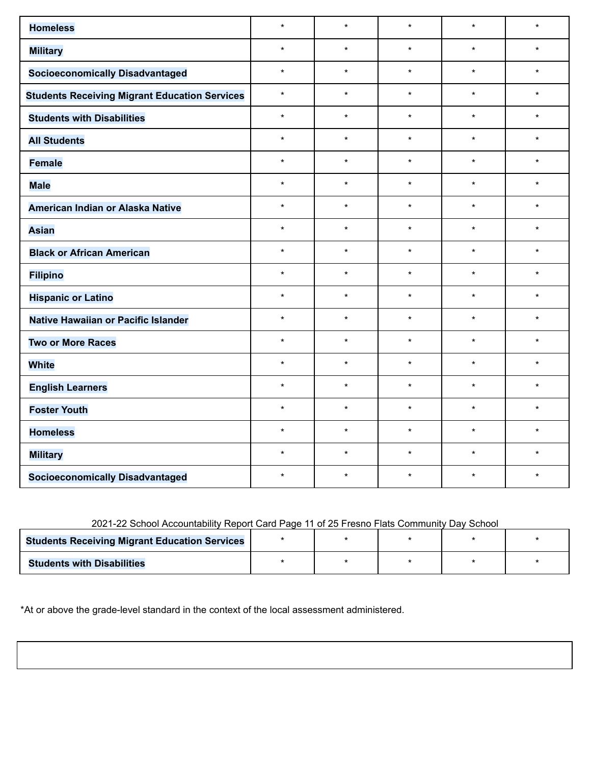| | | | | | |
|---|---|---|---|---|---|
| **Homeless** | * | * | * | * | * |
| **Military** | * | * | * | * | * |
| **Socioeconomically Disadvantaged** | * | * | * | * | * |
| **Students Receiving Migrant Education Services** | * | * | * | * | * |
| **Students with Disabilities** | * | * | * | * | * |
| **All Students** | * | * | * | * | * |
| **Female** | * | * | * | * | * |
| **Male** | * | * | * | * | * |
| **American Indian or Alaska Native** | * | * | * | * | * |
| **Asian** | * | * | * | * | * |
| **Black or African American** | * | * | * | * | * |
| **Filipino** | * | * | * | * | * |
| **Hispanic or Latino** | * | * | * | * | * |
| **Native Hawaiian or Pacific Islander** | * | * | * | * | * |
| **Two or More Races** | * | * | * | * | * |
| **White** | * | * | * | * | * |
| **English Learners** | * | * | * | * | * |
| **Foster Youth** | * | * | * | * | * |
| **Homeless** | * | * | * | * | * |
| **Military** | * | * | * | * | * |
| **Socioeconomically Disadvantaged** | * | * | * | * | * |
| **Students Receiving Migrant Education Services** | * | * | * | * | * |
| **Students with Disabilities** | * | * | * | * | * |

*At or above the grade-level standard in the context of the local assessment administered.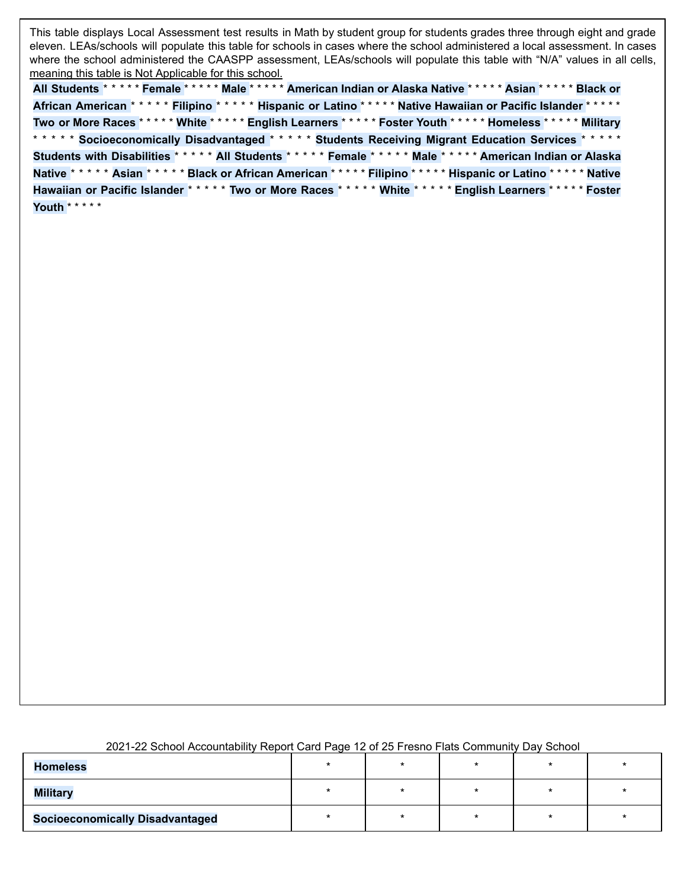This table displays Local Assessment test results in Math by student group for students grades three through eight and grade eleven. LEAs/schools will populate this table for schools in cases where the school administered a local assessment. In cases where the school administered the CAASPP assessment, LEAs/schools will populate this table with "N/A" values in all cells, meaning this table is Not Applicable for this school.

**All Students** * * * * * **Female** * * * * * **Male** * * * * * **American Indian or Alaska Native** * * * * * **Asian** * * * * * **Black or African American** * * * * * **Filipino** * * * * * **Hispanic or Latino** * * * * * **Native Hawaiian or Pacific Islander** * * * * * **Two or More Races** * * * * * **White** * * * * * **English Learners** * * * * * **Foster Youth** * * * * * **Homeless** * * * * * **Military** * * * * * **Socioeconomically Disadvantaged** * * * * * **Students Receiving Migrant Education Services** * * * * * **Students with Disabilities** * * * * * **All Students** * * * * * **Female** * * * * * **Male** * * * * * **American Indian or Alaska Native** * * * * * **Asian** * * * * * **Black or African American** * * * * * **Filipino** * * * * * **Hispanic or Latino** * * * * * **Native Hawaiian or Pacific Islander** * * * * * **Two or More Races** * * * * * **White** * * * * * **English Learners** * * * * * **Foster Youth** * * * * *

| | | | | | |
|---|---|---|---|---|---|
| **Homeless** | * | * | * | * | * |
| **Military** | * | * | * | * | * |
| **Socioeconomically Disadvantaged** | * | * | * | * | * |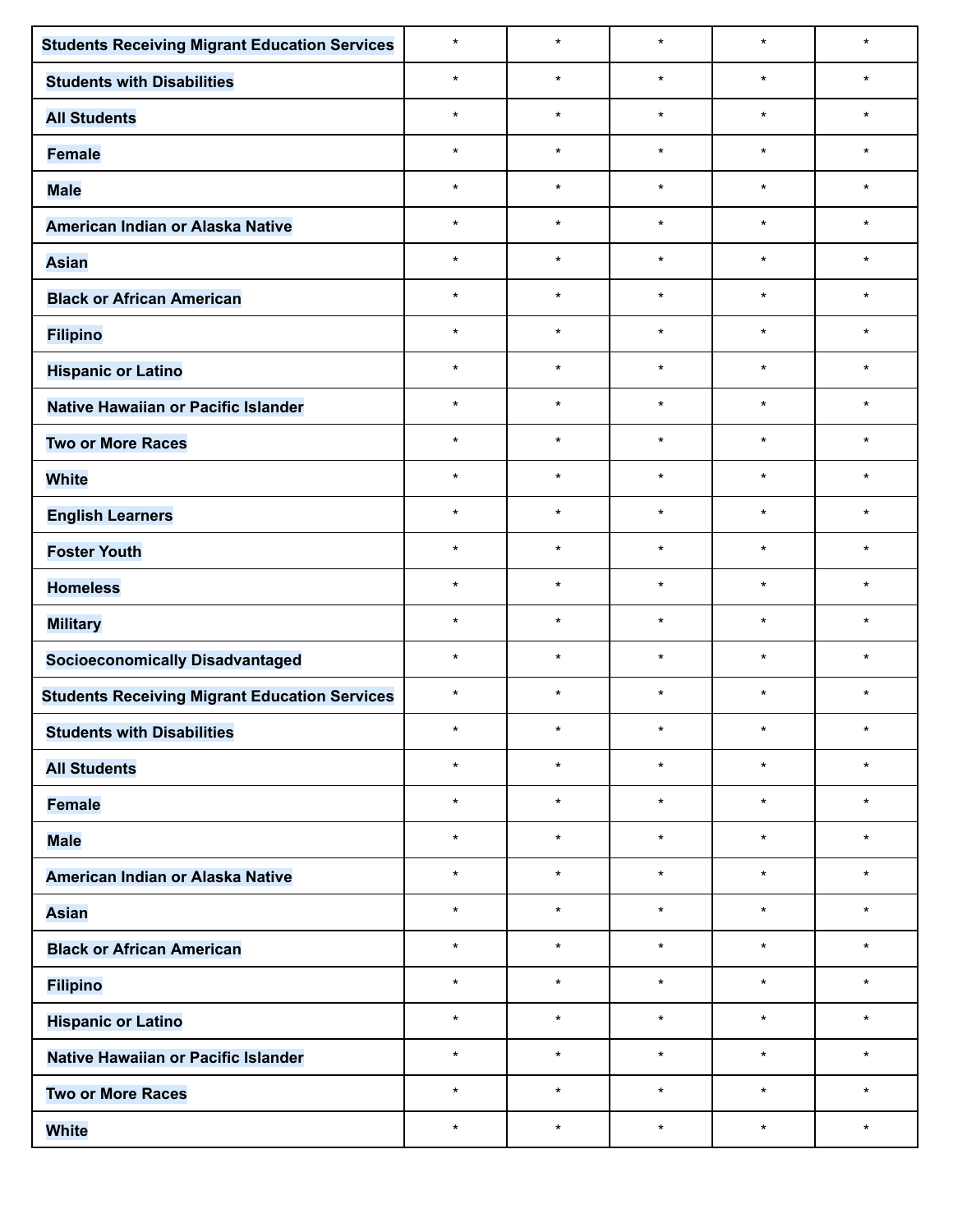| | | | | | |
|---|---|---|---|---|---|
| **Students Receiving Migrant Education Services** | * | * | * | * | * |
| **Students with Disabilities** | * | * | * | * | * |
| **All Students** | * | * | * | * | * |
| **Female** | * | * | * | * | * |
| **Male** | * | * | * | * | * |
| **American Indian or Alaska Native** | * | * | * | * | * |
| **Asian** | * | * | * | * | * |
| **Black or African American** | * | * | * | * | * |
| **Filipino** | * | * | * | * | * |
| **Hispanic or Latino** | * | * | * | * | * |
| **Native Hawaiian or Pacific Islander** | * | * | * | * | * |
| **Two or More Races** | * | * | * | * | * |
| **White** | * | * | * | * | * |
| **English Learners** | * | * | * | * | * |
| **Foster Youth** | * | * | * | * | * |
| **Homeless** | * | * | * | * | * |
| **Military** | * | * | * | * | * |
| **Socioeconomically Disadvantaged** | * | * | * | * | * |
| **Students Receiving Migrant Education Services** | * | * | * | * | * |
| **Students with Disabilities** | * | * | * | * | * |
| **All Students** | * | * | * | * | * |
| **Female** | * | * | * | * | * |
| **Male** | * | * | * | * | * |
| **American Indian or Alaska Native** | * | * | * | * | * |
| **Asian** | * | * | * | * | * |
| **Black or African American** | * | * | * | * | * |
| **Filipino** | * | * | * | * | * |
| **Hispanic or Latino** | * | * | * | * | * |
| **Native Hawaiian or Pacific Islander** | * | * | * | * | * |
| **Two or More Races** | * | * | * | * | * |
| **White** | * | * | * | * | * |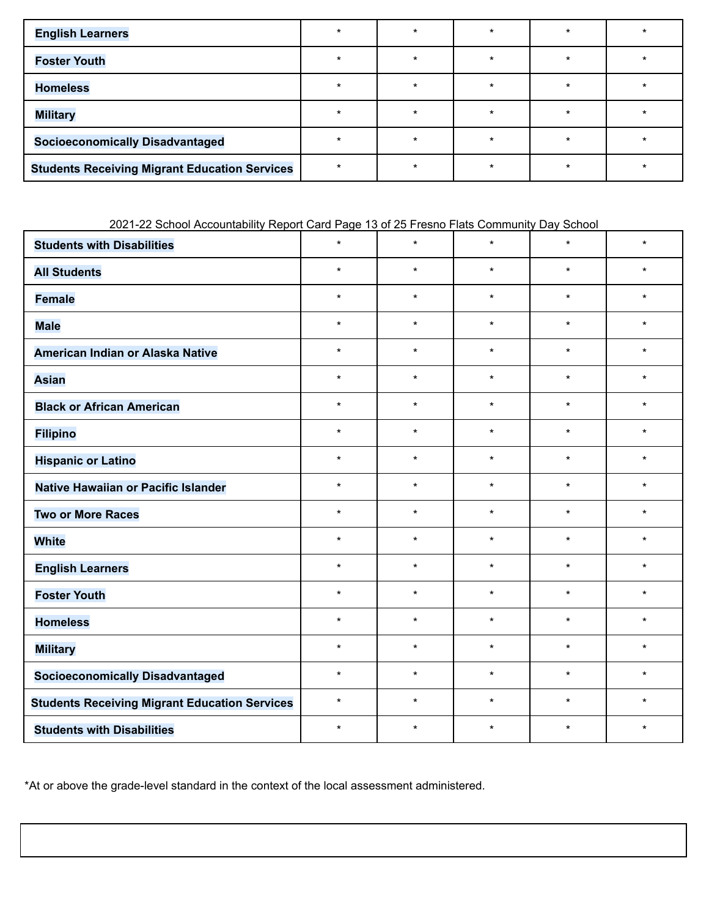| | | | | | |
|---|---|---|---|---|---|
| English Learners | * | * | * | * | * |
| Foster Youth | * | * | * | * | * |
| Homeless | * | * | * | * | * |
| Military | * | * | * | * | * |
| Socioeconomically Disadvantaged | * | * | * | * | * |
| Students Receiving Migrant Education Services | * | * | * | * | * |
| Students with Disabilities | * | * | * | * | * |
| All Students | * | * | * | * | * |
| Female | * | * | * | * | * |
| Male | * | * | * | * | * |
| American Indian or Alaska Native | * | * | * | * | * |
| Asian | * | * | * | * | * |
| Black or African American | * | * | * | * | * |
| Filipino | * | * | * | * | * |
| Hispanic or Latino | * | * | * | * | * |
| Native Hawaiian or Pacific Islander | * | * | * | * | * |
| Two or More Races | * | * | * | * | * |
| White | * | * | * | * | * |
| English Learners | * | * | * | * | * |
| Foster Youth | * | * | * | * | * |
| Homeless | * | * | * | * | * |
| Military | * | * | * | * | * |
| Socioeconomically Disadvantaged | * | * | * | * | * |
| Students Receiving Migrant Education Services | * | * | * | * | * |
| Students with Disabilities | * | * | * | * | * |

*At or above the grade-level standard in the context of the local assessment administered.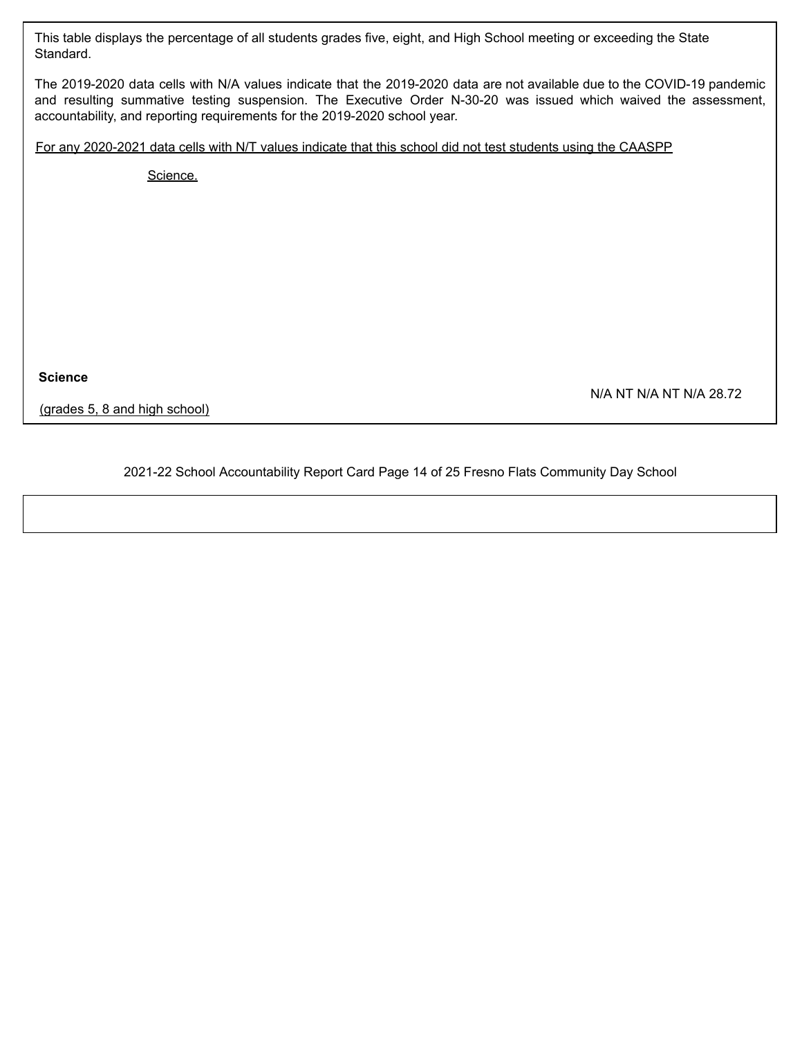This table displays the percentage of all students grades five, eight, and High School meeting or exceeding the State Standard.

The 2019-2020 data cells with N/A values indicate that the 2019-2020 data are not available due to the COVID-19 pandemic and resulting summative testing suspension. The Executive Order N-30-20 was issued which waived the assessment, accountability, and reporting requirements for the 2019-2020 school year.

For any 2020-2021 data cells with N/T values indicate that this school did not test students using the CAASPP Science.

| | | | | | | |
|---|---|---|---|---|---|---|
| **Science** (grades 5, 8 and high school) | N/A | NT | N/A | NT | N/A | 28.72 |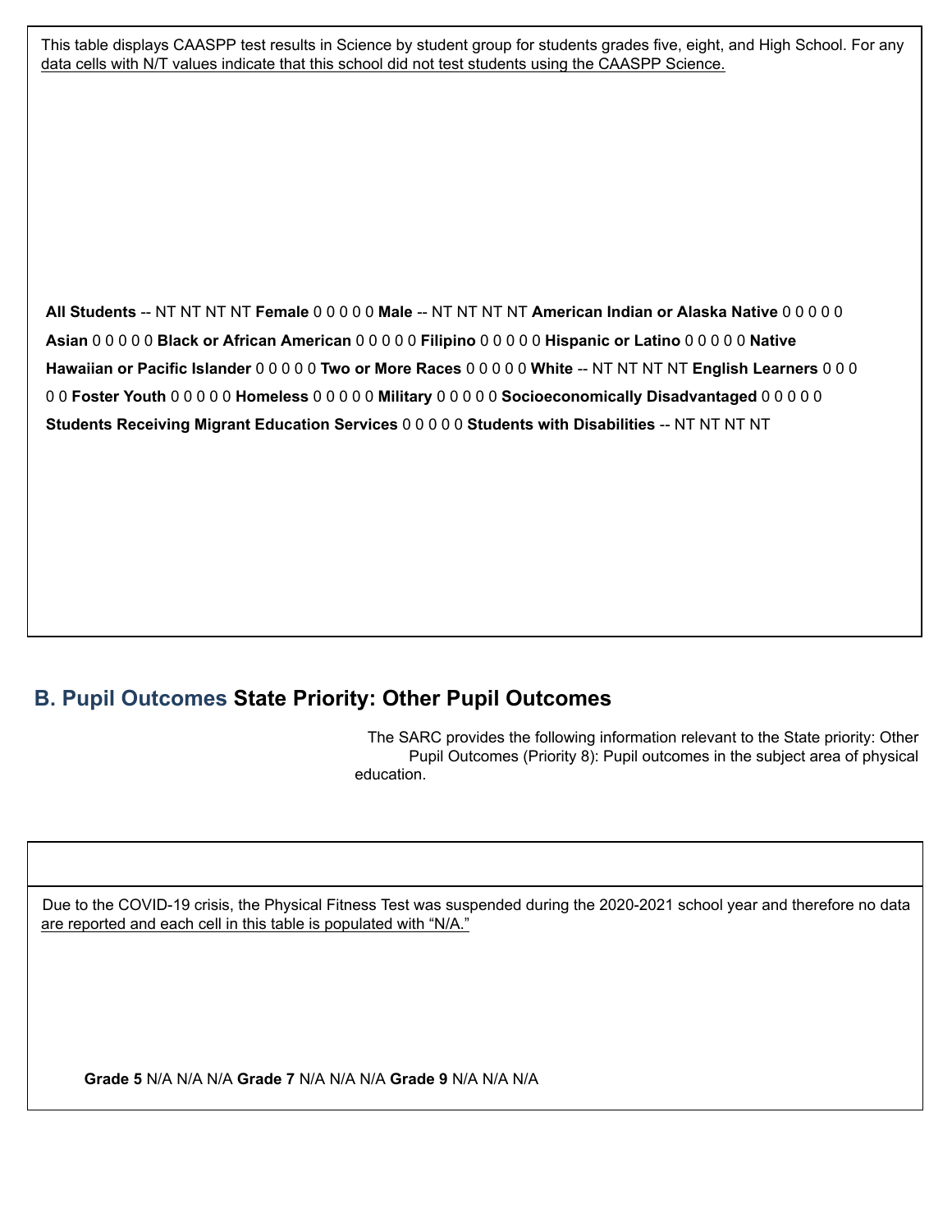This table displays CAASPP test results in Science by student group for students grades five, eight, and High School. For any data cells with N/T values indicate that this school did not test students using the CAASPP Science.

**All Students** -- NT NT NT NT **Female** 0 0 0 0 0 **Male** -- NT NT NT NT **American Indian or Alaska Native** 0 0 0 0 0 **Asian** 0 0 0 0 0 **Black or African American** 0 0 0 0 0 **Filipino** 0 0 0 0 0 **Hispanic or Latino** 0 0 0 0 0 **Native Hawaiian or Pacific Islander** 0 0 0 0 0 **Two or More Races** 0 0 0 0 0 **White** -- NT NT NT NT **English Learners** 0 0 0 0 0 **Foster Youth** 0 0 0 0 0 **Homeless** 0 0 0 0 0 **Military** 0 0 0 0 0 **Socioeconomically Disadvantaged** 0 0 0 0 0 **Students Receiving Migrant Education Services** 0 0 0 0 0 **Students with Disabilities** -- NT NT NT NT

## B. Pupil Outcomes State Priority: Other Pupil Outcomes

The SARC provides the following information relevant to the State priority: Other Pupil Outcomes (Priority 8): Pupil outcomes in the subject area of physical education.

Due to the COVID-19 crisis, the Physical Fitness Test was suspended during the 2020-2021 school year and therefore no data are reported and each cell in this table is populated with "N/A."

**Grade 5** N/A N/A N/A **Grade 7** N/A N/A N/A **Grade 9** N/A N/A N/A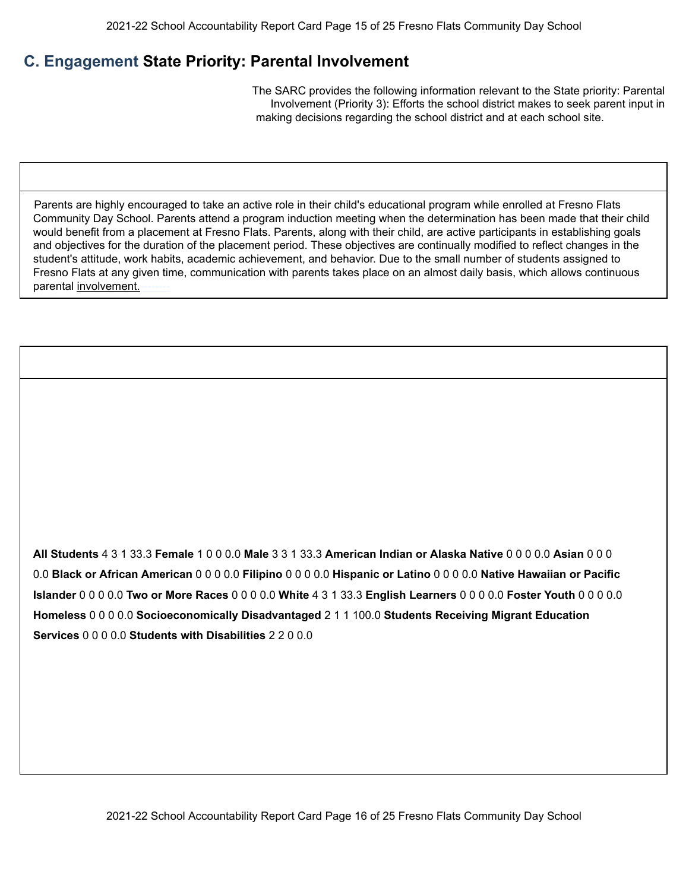## C. Engagement State Priority: Parental Involvement

The SARC provides the following information relevant to the State priority: Parental Involvement (Priority 3): Efforts the school district makes to seek parent input in making decisions regarding the school district and at each school site.

Parents are highly encouraged to take an active role in their child's educational program while enrolled at Fresno Flats Community Day School. Parents attend a program induction meeting when the determination has been made that their child would benefit from a placement at Fresno Flats. Parents, along with their child, are active participants in establishing goals and objectives for the duration of the placement period. These objectives are continually modified to reflect changes in the student's attitude, work habits, academic achievement, and behavior. Due to the small number of students assigned to Fresno Flats at any given time, communication with parents takes place on an almost daily basis, which allows continuous parental involvement.

| | | | | |
|---|---|---|---|---|
| **All Students** | 4 | 3 | 1 | 33.3 |
| **Female** | 1 | 0 | 0 | 0.0 |
| **Male** | 3 | 3 | 1 | 33.3 |
| **American Indian or Alaska Native** | 0 | 0 | 0 | 0.0 |
| **Asian** | 0 | 0 | 0 | 0.0 |
| **Black or African American** | 0 | 0 | 0 | 0.0 |
| **Filipino** | 0 | 0 | 0 | 0.0 |
| **Hispanic or Latino** | 0 | 0 | 0 | 0.0 |
| **Native Hawaiian or Pacific Islander** | 0 | 0 | 0 | 0.0 |
| **Two or More Races** | 0 | 0 | 0 | 0.0 |
| **White** | 4 | 3 | 1 | 33.3 |
| **English Learners** | 0 | 0 | 0 | 0.0 |
| **Foster Youth** | 0 | 0 | 0 | 0.0 |
| **Homeless** | 0 | 0 | 0 | 0.0 |
| **Socioeconomically Disadvantaged** | 2 | 1 | 1 | 100.0 |
| **Students Receiving Migrant Education Services** | 0 | 0 | 0 | 0.0 |
| **Students with Disabilities** | 2 | 2 | 0 | 0.0 |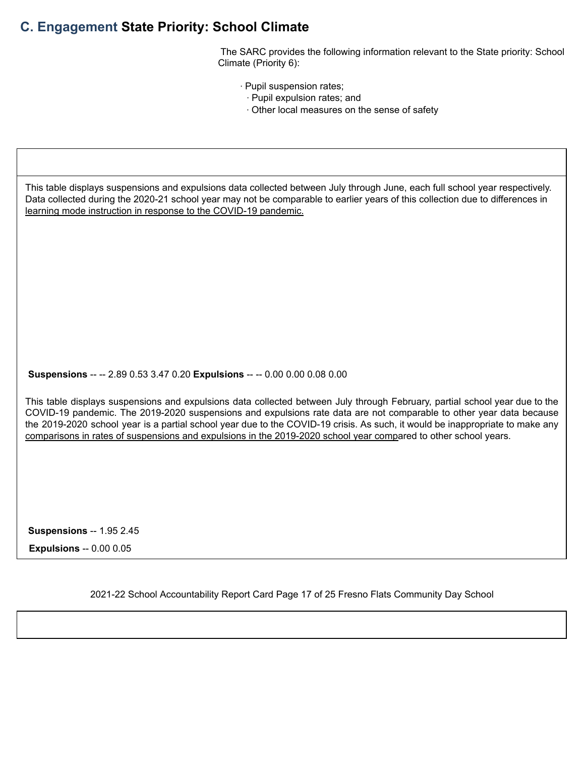## C. Engagement State Priority: School Climate

The SARC provides the following information relevant to the State priority: School Climate (Priority 6):

- Pupil suspension rates;
- Pupil expulsion rates; and
- Other local measures on the sense of safety

This table displays suspensions and expulsions data collected between July through June, each full school year respectively. Data collected during the 2020-21 school year may not be comparable to earlier years of this collection due to differences in learning mode instruction in response to the COVID-19 pandemic.

**Suspensions** -- -- 2.89 0.53 3.47 0.20 **Expulsions** -- -- 0.00 0.00 0.08 0.00

This table displays suspensions and expulsions data collected between July through February, partial school year due to the COVID-19 pandemic. The 2019-2020 suspensions and expulsions rate data are not comparable to other year data because the 2019-2020 school year is a partial school year due to the COVID-19 crisis. As such, it would be inappropriate to make any comparisons in rates of suspensions and expulsions in the 2019-2020 school year compared to other school years.

**Suspensions** -- 1.95 2.45

**Expulsions** -- 0.00 0.05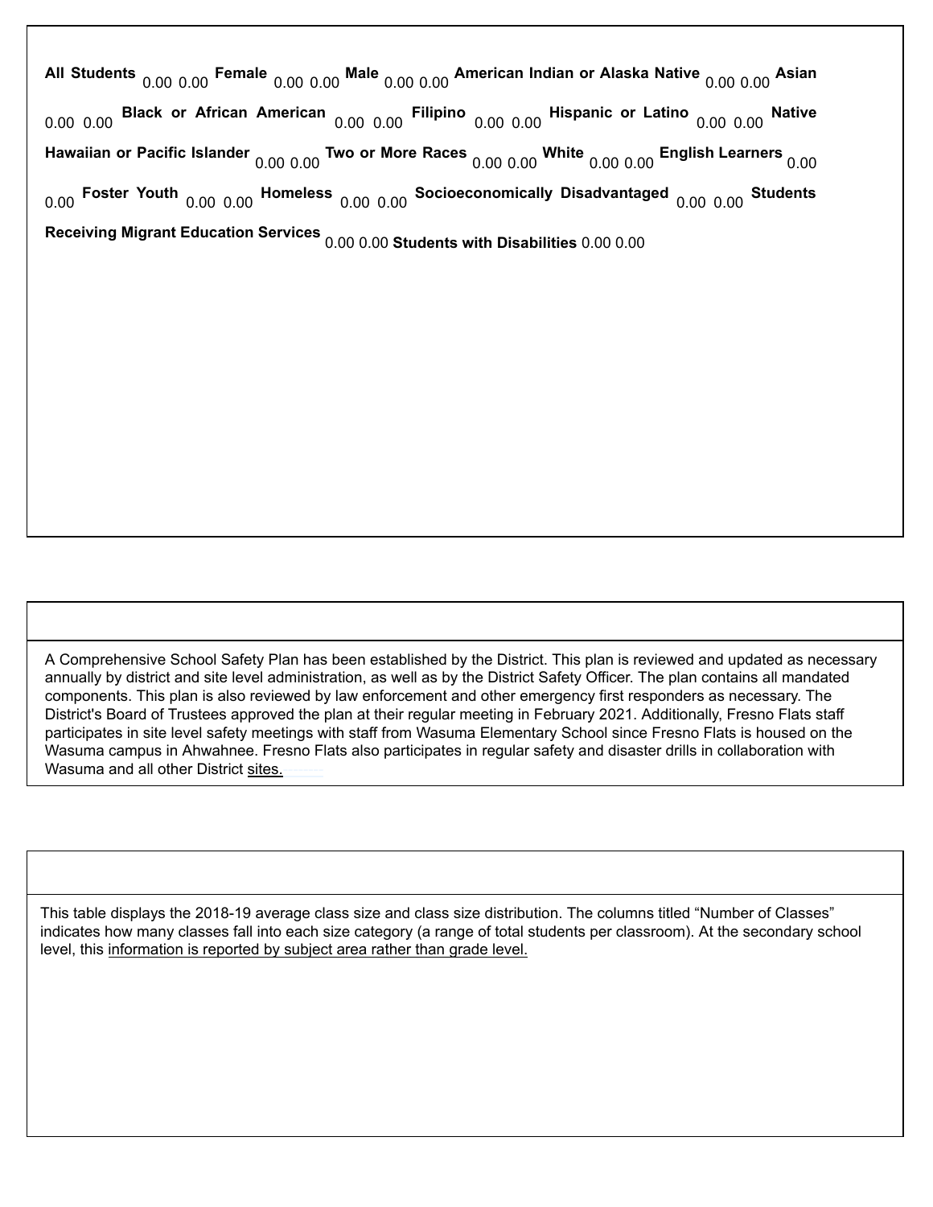**All Students** 0.00 0.00 **Female** 0.00 0.00 **Male** 0.00 0.00 **American Indian or Alaska Native** 0.00 0.00 **Asian** 0.00 0.00 **Black or African American** 0.00 0.00 **Filipino** 0.00 0.00 **Hispanic or Latino** 0.00 0.00 **Native Hawaiian or Pacific Islander** 0.00 0.00 **Two or More Races** 0.00 0.00 **White** 0.00 0.00 **English Learners** 0.00 0.00 **Foster Youth** 0.00 0.00 **Homeless** 0.00 0.00 **Socioeconomically Disadvantaged** 0.00 0.00 **Students Receiving Migrant Education Services** 0.00 0.00 **Students with Disabilities** 0.00 0.00

A Comprehensive School Safety Plan has been established by the District. This plan is reviewed and updated as necessary annually by district and site level administration, as well as by the District Safety Officer. The plan contains all mandated components. This plan is also reviewed by law enforcement and other emergency first responders as necessary. The District's Board of Trustees approved the plan at their regular meeting in February 2021. Additionally, Fresno Flats staff participates in site level safety meetings with staff from Wasuma Elementary School since Fresno Flats is housed on the Wasuma campus in Ahwahnee. Fresno Flats also participates in regular safety and disaster drills in collaboration with Wasuma and all other District sites.

This table displays the 2018-19 average class size and class size distribution. The columns titled “Number of Classes” indicates how many classes fall into each size category (a range of total students per classroom). At the secondary school level, this information is reported by subject area rather than grade level.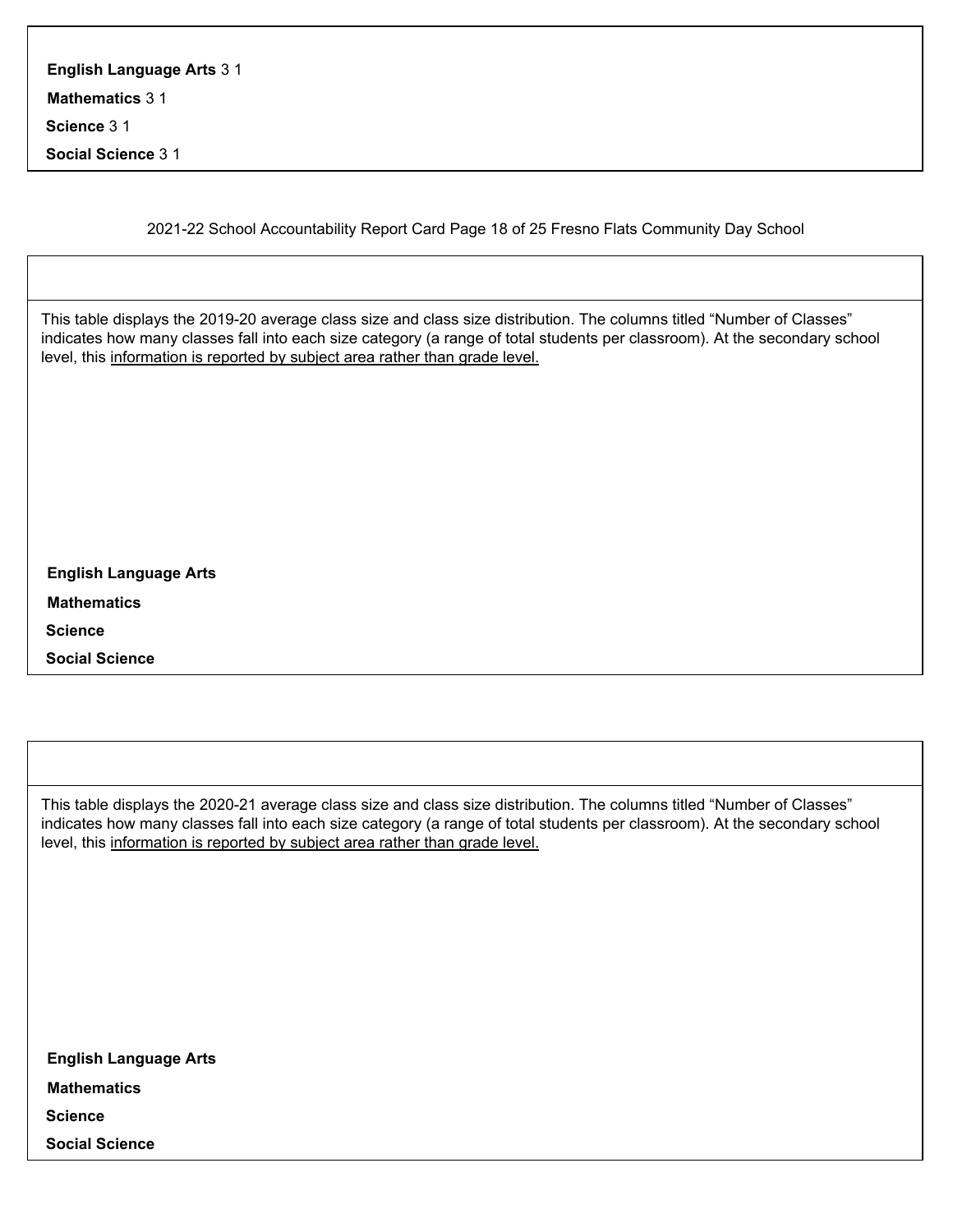| Subject | | |
|---|---|---|
| **English Language Arts** | 3 | 1 |
| **Mathematics** | 3 | 1 |
| **Science** | 3 | 1 |
| **Social Science** | 3 | 1 |

This table displays the 2019-20 average class size and class size distribution. The columns titled "Number of Classes" indicates how many classes fall into each size category (a range of total students per classroom). At the secondary school level, this information is reported by subject area rather than grade level.

| Subject |
|---|
| **English Language Arts** |
| **Mathematics** |
| **Science** |
| **Social Science** |

This table displays the 2020-21 average class size and class size distribution. The columns titled "Number of Classes" indicates how many classes fall into each size category (a range of total students per classroom). At the secondary school level, this information is reported by subject area rather than grade level.

| Subject |
|---|
| **English Language Arts** |
| **Mathematics** |
| **Science** |
| **Social Science** |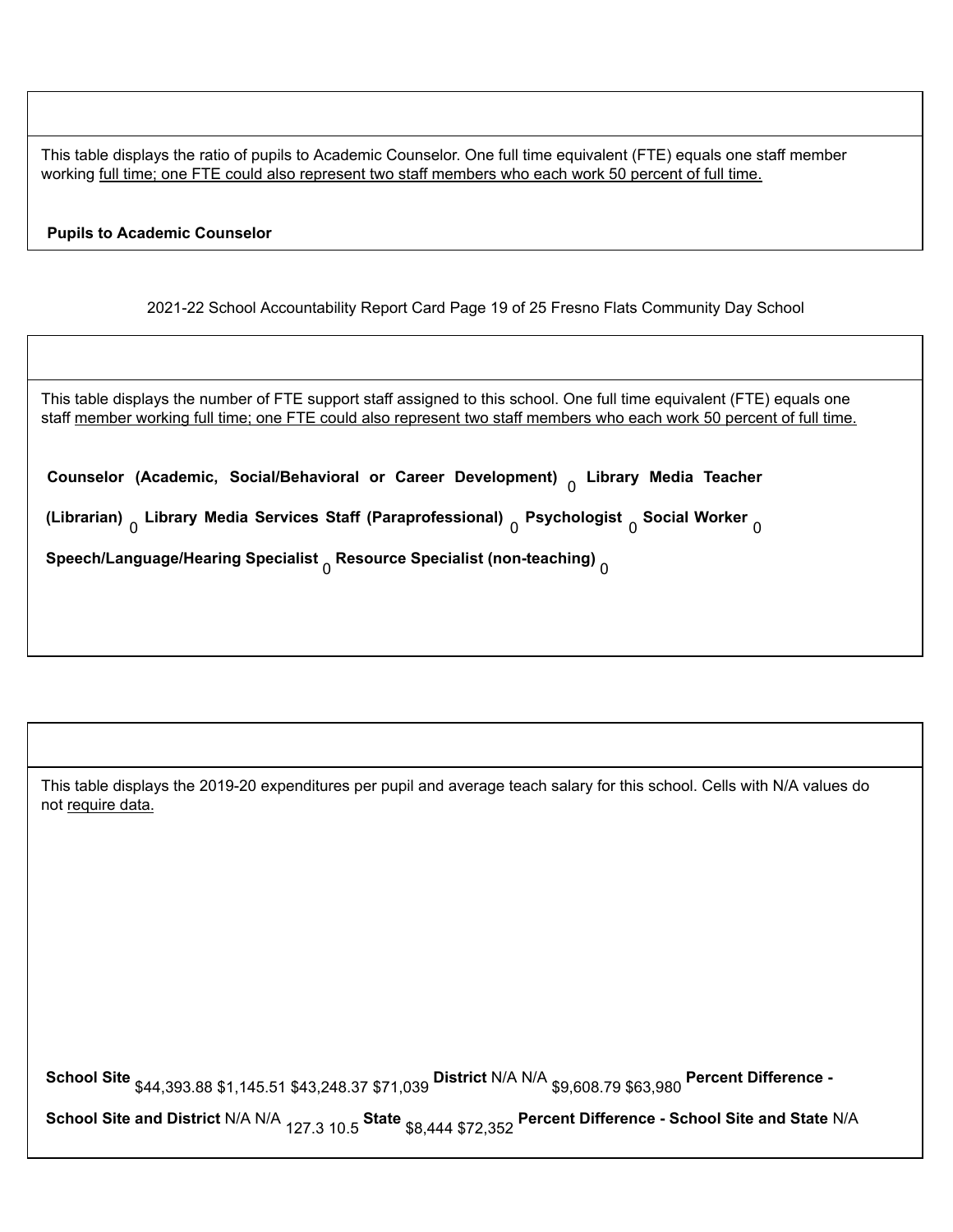This table displays the ratio of pupils to Academic Counselor. One full time equivalent (FTE) equals one staff member working full time; one FTE could also represent two staff members who each work 50 percent of full time.

**Pupils to Academic Counselor**

This table displays the number of FTE support staff assigned to this school. One full time equivalent (FTE) equals one staff member working full time; one FTE could also represent two staff members who each work 50 percent of full time.

| Title | Number of FTE Assigned to School |
|---|---|
| **Counselor (Academic, Social/Behavioral or Career Development)** | 0 |
| **Library Media Teacher (Librarian)** | 0 |
| **Library Media Services Staff (Paraprofessional)** | 0 |
| **Psychologist** | 0 |
| **Social Worker** | 0 |
| **Speech/Language/Hearing Specialist** | 0 |
| **Resource Specialist (non-teaching)** | 0 |

This table displays the 2019-20 expenditures per pupil and average teach salary for this school. Cells with N/A values do not require data.

| Level | | | | |
|---|---|---|---|---|
| **School Site** | $44,393.88 | $1,145.51 | $43,248.37 | $71,039 |
| **District** | N/A | N/A | $9,608.79 | $63,980 |
| **Percent Difference - School Site and District** | N/A | N/A | 127.3 | 10.5 |
| **State** | | | $8,444 | $72,352 |
| **Percent Difference - School Site and State** | N/A | | | |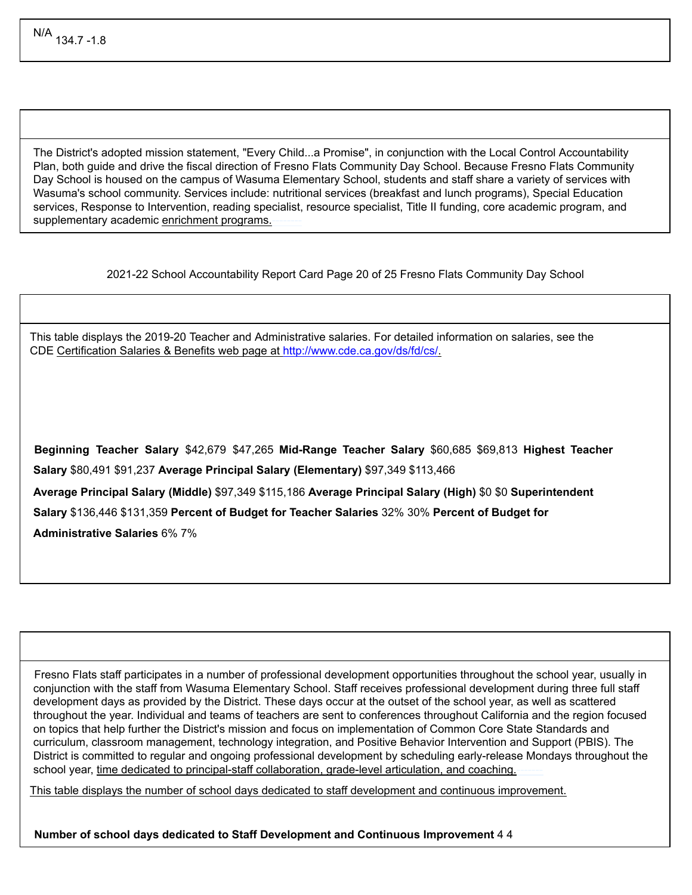N/A 134.7 -1.8

The District's adopted mission statement, "Every Child...a Promise", in conjunction with the Local Control Accountability Plan, both guide and drive the fiscal direction of Fresno Flats Community Day School. Because Fresno Flats Community Day School is housed on the campus of Wasuma Elementary School, students and staff share a variety of services with Wasuma's school community. Services include: nutritional services (breakfast and lunch programs), Special Education services, Response to Intervention, reading specialist, resource specialist, Title II funding, core academic program, and supplementary academic enrichment programs.

This table displays the 2019-20 Teacher and Administrative salaries. For detailed information on salaries, see the CDE Certification Salaries & Benefits web page at http://www.cde.ca.gov/ds/fd/cs/.

| | | |
|---|---|---|
| **Beginning Teacher Salary** | $42,679 | $47,265 |
| **Mid-Range Teacher Salary** | $60,685 | $69,813 |
| **Highest Teacher Salary** | $80,491 | $91,237 |
| **Average Principal Salary (Elementary)** | $97,349 | $113,466 |
| **Average Principal Salary (Middle)** | $97,349 | $115,186 |
| **Average Principal Salary (High)** | $0 | $0 |
| **Superintendent Salary** | $136,446 | $131,359 |
| **Percent of Budget for Teacher Salaries** | 32% | 30% |
| **Percent of Budget for Administrative Salaries** | 6% | 7% |

Fresno Flats staff participates in a number of professional development opportunities throughout the school year, usually in conjunction with the staff from Wasuma Elementary School. Staff receives professional development during three full staff development days as provided by the District. These days occur at the outset of the school year, as well as scattered throughout the year. Individual and teams of teachers are sent to conferences throughout California and the region focused on topics that help further the District's mission and focus on implementation of Common Core State Standards and curriculum, classroom management, technology integration, and Positive Behavior Intervention and Support (PBIS). The District is committed to regular and ongoing professional development by scheduling early-release Mondays throughout the school year, time dedicated to principal-staff collaboration, grade-level articulation, and coaching.

This table displays the number of school days dedicated to staff development and continuous improvement.

| | | |
|---|---|---|
| **Number of school days dedicated to Staff Development and Continuous Improvement** | 4 | 4 |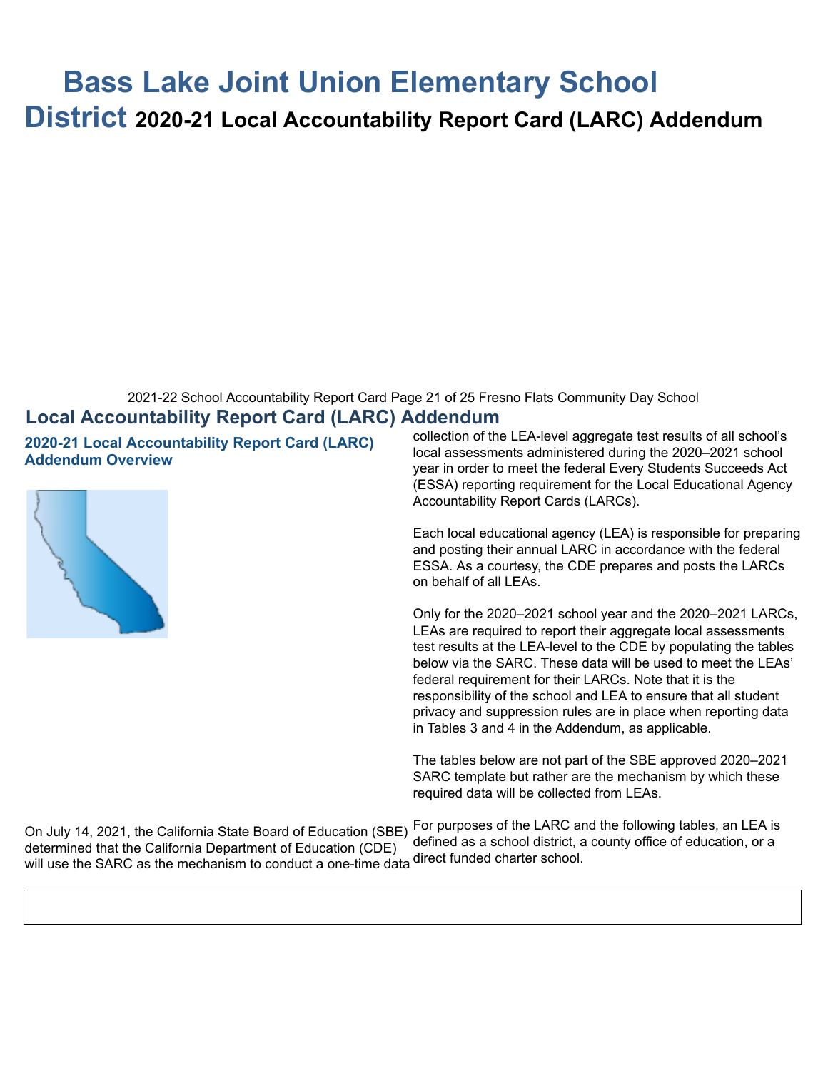# Bass Lake Joint Union Elementary School District 2020-21 Local Accountability Report Card (LARC) Addendum

## Local Accountability Report Card (LARC) Addendum

### 2020-21 Local Accountability Report Card (LARC) Addendum Overview

On July 14, 2021, the California State Board of Education (SBE) determined that the California Department of Education (CDE) will use the SARC as the mechanism to conduct a one-time data collection of the LEA-level aggregate test results of all school's local assessments administered during the 2020–2021 school year in order to meet the federal Every Students Succeeds Act (ESSA) reporting requirement for the Local Educational Agency Accountability Report Cards (LARCs).

Each local educational agency (LEA) is responsible for preparing and posting their annual LARC in accordance with the federal ESSA. As a courtesy, the CDE prepares and posts the LARCs on behalf of all LEAs.

Only for the 2020–2021 school year and the 2020–2021 LARCs, LEAs are required to report their aggregate local assessments test results at the LEA-level to the CDE by populating the tables below via the SARC. These data will be used to meet the LEAs' federal requirement for their LARCs. Note that it is the responsibility of the school and LEA to ensure that all student privacy and suppression rules are in place when reporting data in Tables 3 and 4 in the Addendum, as applicable.

The tables below are not part of the SBE approved 2020–2021 SARC template but rather are the mechanism by which these required data will be collected from LEAs.

For purposes of the LARC and the following tables, an LEA is defined as a school district, a county office of education, or a direct funded charter school.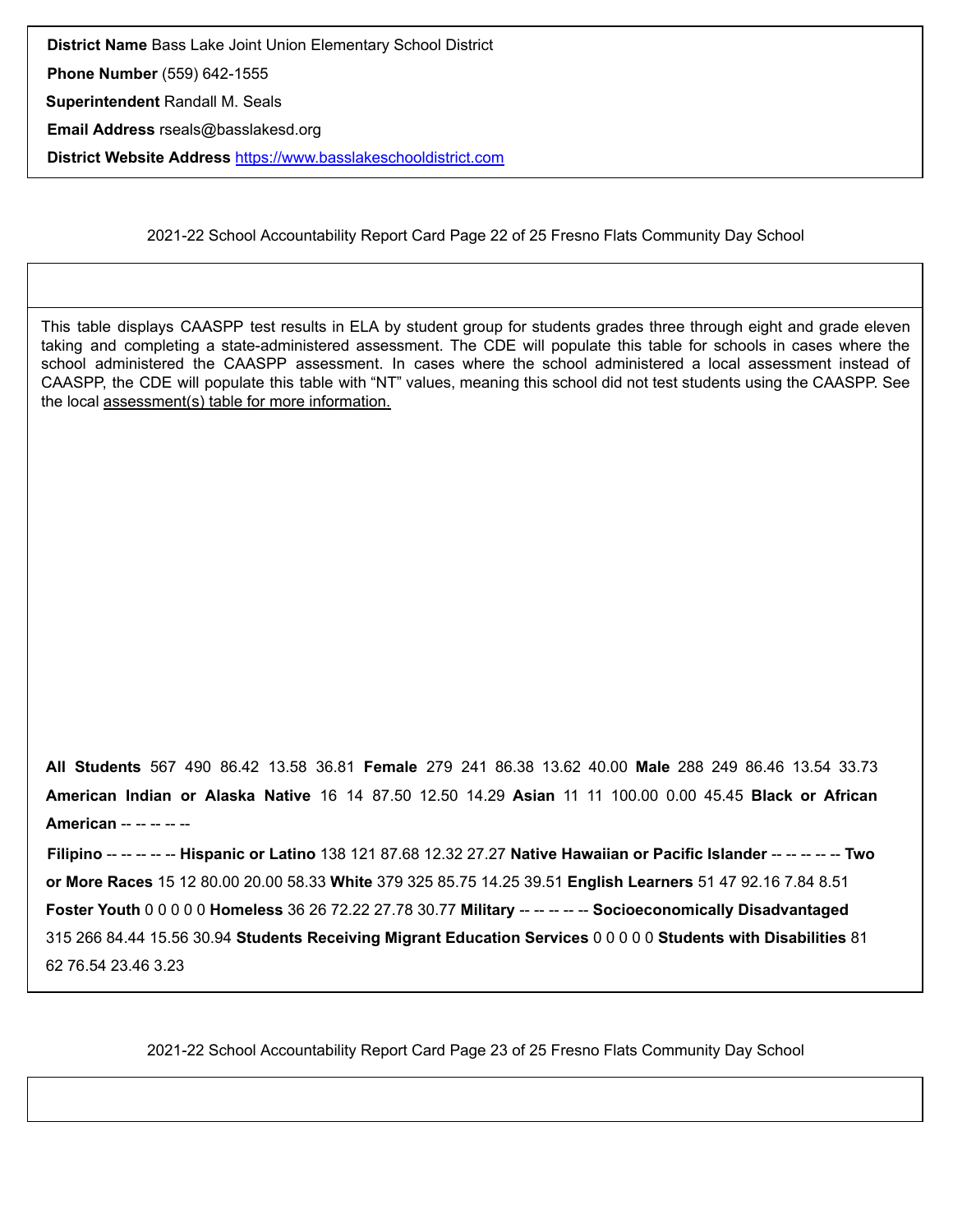**District Name** Bass Lake Joint Union Elementary School District

**Phone Number** (559) 642-1555

**Superintendent** Randall M. Seals

**Email Address** rseals@basslakesd.org

**District Website Address** [https://www.basslakeschooldistrict.com](https://www.basslakeschooldistrict.com)

This table displays CAASPP test results in ELA by student group for students grades three through eight and grade eleven taking and completing a state-administered assessment. The CDE will populate this table for schools in cases where the school administered the CAASPP assessment. In cases where the school administered a local assessment instead of CAASPP, the CDE will populate this table with "NT" values, meaning this school did not test students using the CAASPP. See the local assessment(s) table for more information.

| Student Group | | | | | |
|---|---|---|---|---|---|
| **All Students** | 567 | 490 | 86.42 | 13.58 | 36.81 |
| **Female** | 279 | 241 | 86.38 | 13.62 | 40.00 |
| **Male** | 288 | 249 | 86.46 | 13.54 | 33.73 |
| **American Indian or Alaska Native** | 16 | 14 | 87.50 | 12.50 | 14.29 |
| **Asian** | 11 | 11 | 100.00 | 0.00 | 45.45 |
| **Black or African American** | -- | -- | -- | -- | -- |
| **Filipino** | -- | -- | -- | -- | -- |
| **Hispanic or Latino** | 138 | 121 | 87.68 | 12.32 | 27.27 |
| **Native Hawaiian or Pacific Islander** | -- | -- | -- | -- | -- |
| **Two or More Races** | 15 | 12 | 80.00 | 20.00 | 58.33 |
| **White** | 379 | 325 | 85.75 | 14.25 | 39.51 |
| **English Learners** | 51 | 47 | 92.16 | 7.84 | 8.51 |
| **Foster Youth** | 0 | 0 | 0 | 0 | 0 |
| **Homeless** | 36 | 26 | 72.22 | 27.78 | 30.77 |
| **Military** | -- | -- | -- | -- | -- |
| **Socioeconomically Disadvantaged** | 315 | 266 | 84.44 | 15.56 | 30.94 |
| **Students Receiving Migrant Education Services** | 0 | 0 | 0 | 0 | 0 |
| **Students with Disabilities** | 81 | 62 | 76.54 | 23.46 | 3.23 |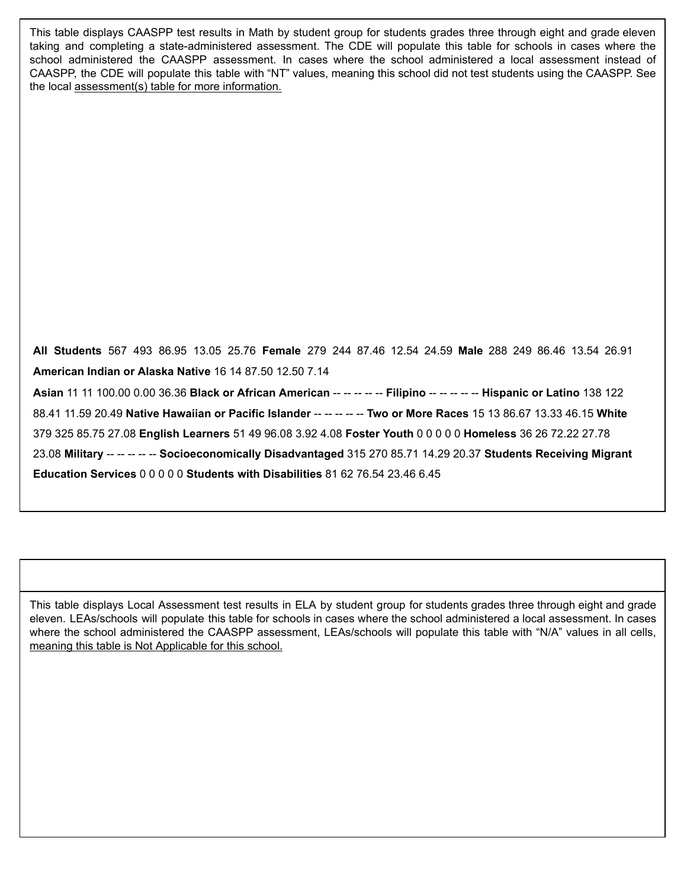This table displays CAASPP test results in Math by student group for students grades three through eight and grade eleven taking and completing a state-administered assessment. The CDE will populate this table for schools in cases where the school administered the CAASPP assessment. In cases where the school administered a local assessment instead of CAASPP, the CDE will populate this table with "NT" values, meaning this school did not test students using the CAASPP. See the local assessment(s) table for more information.

**All Students** 567 493 86.95 13.05 25.76 **Female** 279 244 87.46 12.54 24.59 **Male** 288 249 86.46 13.54 26.91 **American Indian or Alaska Native** 16 14 87.50 12.50 7.14

**Asian** 11 11 100.00 0.00 36.36 **Black or African American** -- -- -- -- -- **Filipino** -- -- -- -- -- **Hispanic or Latino** 138 122 88.41 11.59 20.49 **Native Hawaiian or Pacific Islander** -- -- -- -- -- **Two or More Races** 15 13 86.67 13.33 46.15 **White** 379 325 85.75 27.08 **English Learners** 51 49 96.08 3.92 4.08 **Foster Youth** 0 0 0 0 0 **Homeless** 36 26 72.22 27.78 23.08 **Military** -- -- -- -- -- **Socioeconomically Disadvantaged** 315 270 85.71 14.29 20.37 **Students Receiving Migrant Education Services** 0 0 0 0 0 **Students with Disabilities** 81 62 76.54 23.46 6.45

This table displays Local Assessment test results in ELA by student group for students grades three through eight and grade eleven. LEAs/schools will populate this table for schools in cases where the school administered a local assessment. In cases where the school administered the CAASPP assessment, LEAs/schools will populate this table with "N/A" values in all cells, meaning this table is Not Applicable for this school.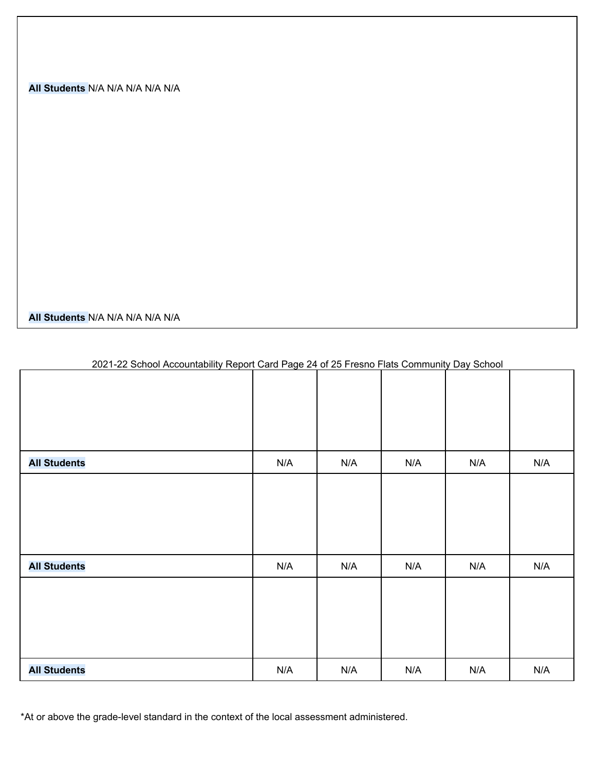**All Students** N/A N/A N/A N/A N/A

**All Students** N/A N/A N/A N/A N/A

| | | | | | |
|---|---|---|---|---|---|
| **All Students** | N/A | N/A | N/A | N/A | N/A |
| | | | | | |
| **All Students** | N/A | N/A | N/A | N/A | N/A |
| | | | | | |
| **All Students** | N/A | N/A | N/A | N/A | N/A |

*At or above the grade-level standard in the context of the local assessment administered.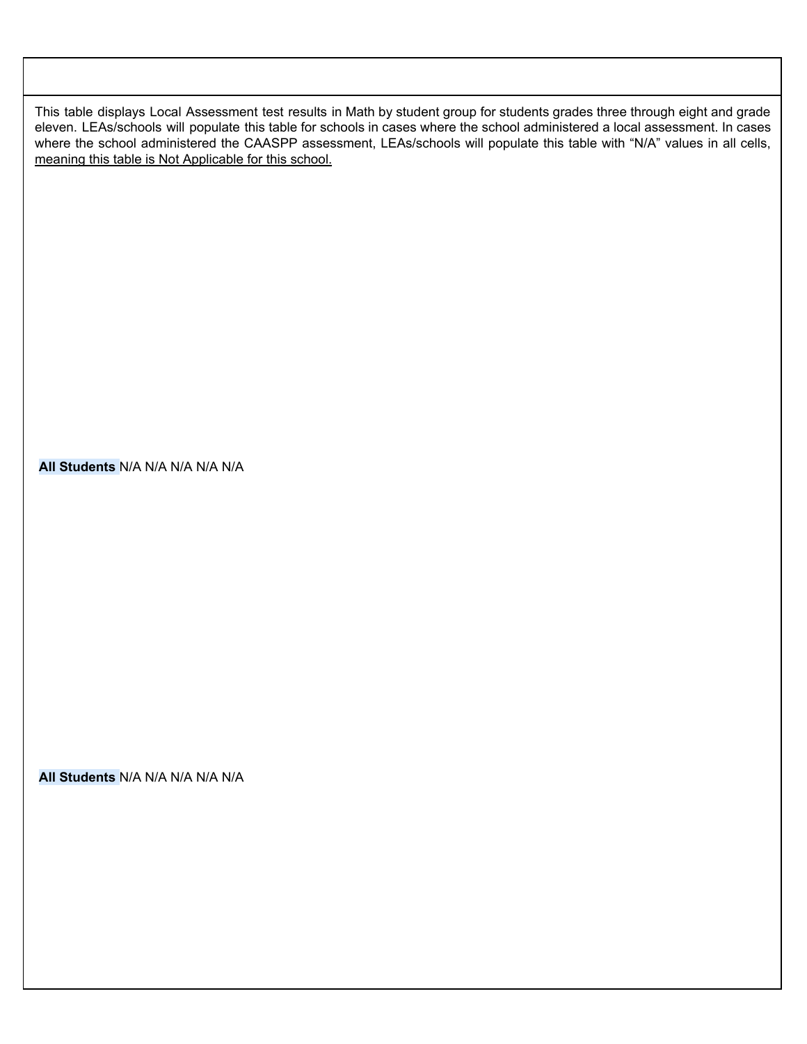This table displays Local Assessment test results in Math by student group for students grades three through eight and grade eleven. LEAs/schools will populate this table for schools in cases where the school administered a local assessment. In cases where the school administered the CAASPP assessment, LEAs/schools will populate this table with "N/A" values in all cells, meaning this table is Not Applicable for this school.

| | | | | | |
|---|---|---|---|---|---|
| **All Students** | N/A | N/A | N/A | N/A | N/A |

| | | | | | |
|---|---|---|---|---|---|
| **All Students** | N/A | N/A | N/A | N/A | N/A |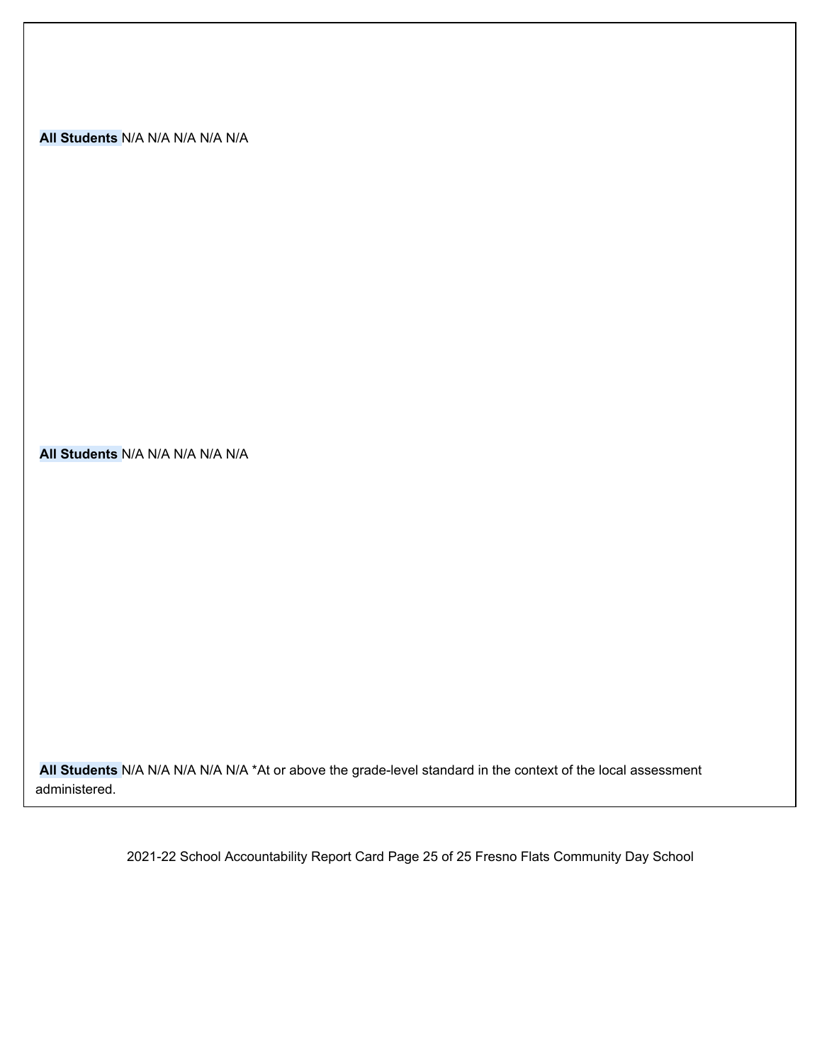**All Students** N/A N/A N/A N/A N/A

**All Students** N/A N/A N/A N/A N/A

**All Students** N/A N/A N/A N/A N/A *At or above the grade-level standard in the context of the local assessment administered.